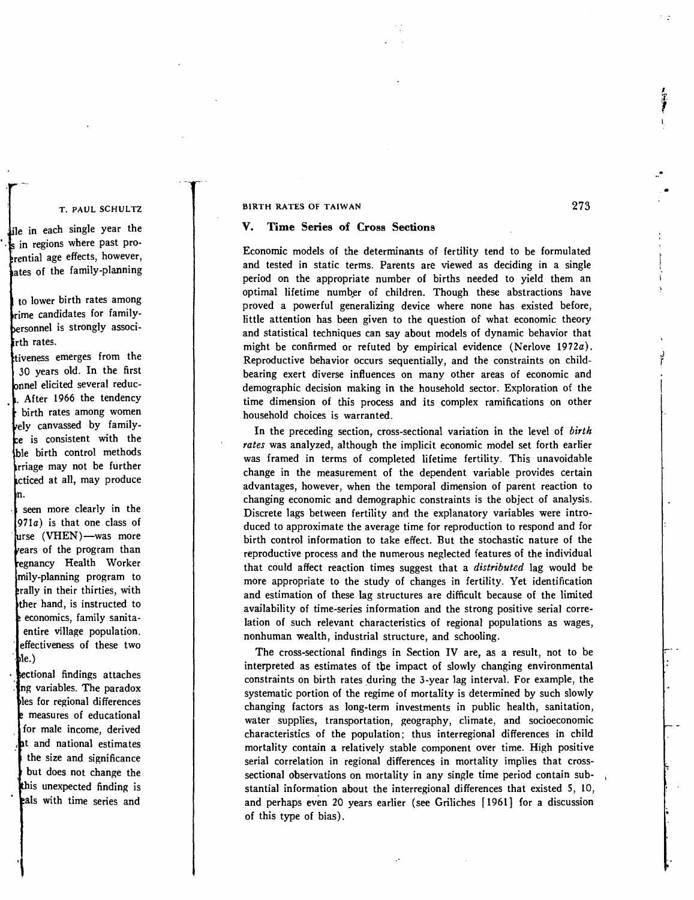## V. Time Series of Cross Sections

Economic models of the determinants of fertility tend to be formulated and tested in static terms. Parents are viewed as deciding in a single period on the appropriate number of births needed to yield them an optimal lifetime number of children. Though these abstractions have proved a powerful generalizing device where none has existed before, little attention has been given to the question of what economic theory and statistical techniques can say about models of dynamic behavior that might be confirmed or refuted by empirical evidence (Nerlove 1972*a*). Reproductive behavior occurs sequentially, and the constraints on child-bearing exert diverse influences on many other areas of economic and demographic decision making in the household sector. Exploration of the time dimension of this process and its complex ramifications on other household choices is warranted.

In the preceding section, cross-sectional variation in the level of *birth rates* was analyzed, although the implicit economic model set forth earlier was framed in terms of completed lifetime fertility. This unavoidable change in the measurement of the dependent variable provides certain advantages, however, when the temporal dimension of parent reaction to changing economic and demographic constraints is the object of analysis. Discrete lags between fertility and the explanatory variables were introduced to approximate the average time for reproduction to respond and for birth control information to take effect. But the stochastic nature of the reproductive process and the numerous neglected features of the individual that could affect reaction times suggest that a *distributed* lag would be more appropriate to the study of changes in fertility. Yet identification and estimation of these lag structures are difficult because of the limited availability of time-series information and the strong positive serial correlation of such relevant characteristics of regional populations as wages, nonhuman wealth, industrial structure, and schooling.

The cross-sectional findings in Section IV are, as a result, not to be interpreted as estimates of the impact of slowly changing environmental constraints on birth rates during the 3-year lag interval. For example, the systematic portion of the regime of mortality is determined by such slowly changing factors as long-term investments in public health, sanitation, water supplies, transportation, geography, climate, and socioeconomic characteristics of the population; thus interregional differences in child mortality contain a relatively stable component over time. High positive serial correlation in regional differences in mortality implies that cross-sectional observations on mortality in any single time period contain substantial information about the interregional differences that existed 5, 10, and perhaps even 20 years earlier (see Griliches [1961] for a discussion of this type of bias).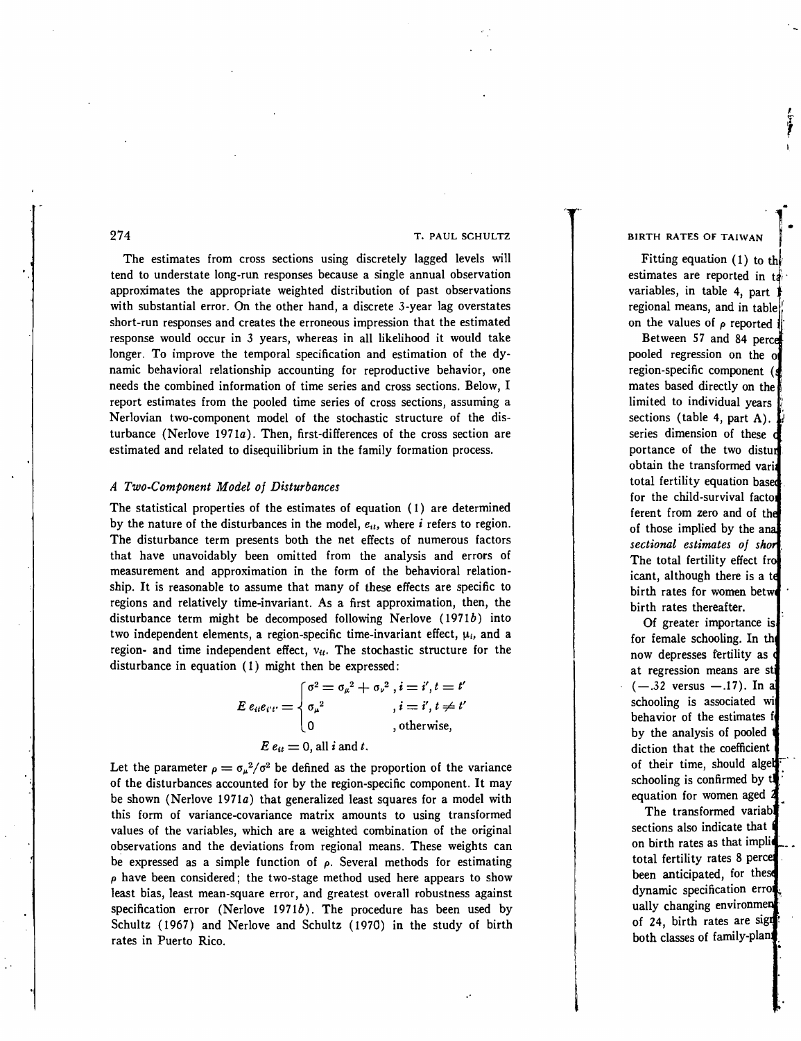The estimates from cross sections using discretely lagged levels will tend to understate long-run responses because a single annual observation approximates the appropriate weighted distribution of past observations with substantial error. On the other hand, a discrete 3-year lag overstates short-run responses and creates the erroneous impression that the estimated response would occur in 3 years, whereas in all likelihood it would take longer. To improve the temporal specification and estimation of the dynamic behavioral relationship accounting for reproductive behavior, one needs the combined information of time series and cross sections. Below, I report estimates from the pooled time series of cross sections, assuming a Nerlovian two-component model of the stochastic structure of the disturbance (Nerlove 1971*a*). Then, first-differences of the cross section are estimated and related to disequilibrium in the family formation process.

### *A Two-Component Model of Disturbances*

The statistical properties of the estimates of equation (1) are determined by the nature of the disturbances in the model, $e_{it}$, where $i$ refers to region. The disturbance term presents both the net effects of numerous factors that have unavoidably been omitted from the analysis and errors of measurement and approximation in the form of the behavioral relationship. It is reasonable to assume that many of these effects are specific to regions and relatively time-invariant. As a first approximation, then, the disturbance term might be decomposed following Nerlove (1971*b*) into two independent elements, a region-specific time-invariant effect, $\mu_i$, and a region- and time independent effect, $v_{it}$. The stochastic structure for the disturbance in equation (1) might then be expressed:

$$E\, e_{it}e_{i't'} = \begin{cases} \sigma^2 = \sigma_\mu^2 + \sigma_\nu^2 \,, & i = i', t = t' \\ \sigma_\mu^2 \,, & i = i', t \neq t' \\ 0 \,, & \text{otherwise,} \end{cases}$$

$$E\, e_{it} = 0, \text{ all } i \text{ and } t.$$

Let the parameter $\rho = \sigma_\mu^2/\sigma^2$ be defined as the proportion of the variance of the disturbances accounted for by the region-specific component. It may be shown (Nerlove 1971*a*) that generalized least squares for a model with this form of variance-covariance matrix amounts to using transformed values of the variables, which are a weighted combination of the original observations and the deviations from regional means. These weights can be expressed as a simple function of $\rho$. Several methods for estimating $\rho$ have been considered; the two-stage method used here appears to show least bias, least mean-square error, and greatest overall robustness against specification error (Nerlove 1971*b*). The procedure has been used by Schultz (1967) and Nerlove and Schultz (1970) in the study of birth rates in Puerto Rico.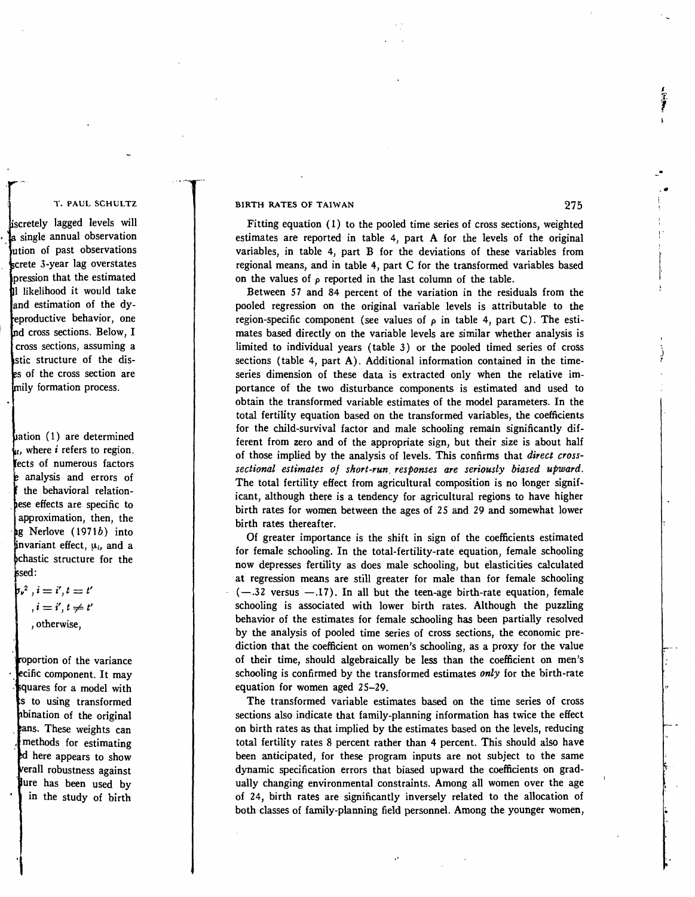Fitting equation (1) to the pooled time series of cross sections, weighted estimates are reported in table 4, part A for the levels of the original variables, in table 4, part B for the deviations of these variables from regional means, and in table 4, part C for the transformed variables based on the values of $\rho$ reported in the last column of the table.

Between 57 and 84 percent of the variation in the residuals from the pooled regression on the original variable levels is attributable to the region-specific component (see values of $\rho$ in table 4, part C). The estimates based directly on the variable levels are similar whether analysis is limited to individual years (table 3) or the pooled timed series of cross sections (table 4, part A). Additional information contained in the time-series dimension of these data is extracted only when the relative importance of the two disturbance components is estimated and used to obtain the transformed variable estimates of the model parameters. In the total fertility equation based on the transformed variables, the coefficients for the child-survival factor and male schooling remain significantly different from zero and of the appropriate sign, but their size is about half of those implied by the analysis of levels. This confirms that *direct cross-sectional estimates of short-run responses are seriously biased upward.* The total fertility effect from agricultural composition is no longer significant, although there is a tendency for agricultural regions to have higher birth rates for women between the ages of 25 and 29 and somewhat lower birth rates thereafter.

Of greater importance is the shift in sign of the coefficients estimated for female schooling. In the total-fertility-rate equation, female schooling now depresses fertility as does male schooling, but elasticities calculated at regression means are still greater for male than for female schooling ($-.32$ versus $-.17$). In all but the teen-age birth-rate equation, female schooling is associated with lower birth rates. Although the puzzling behavior of the estimates for female schooling has been partially resolved by the analysis of pooled time series of cross sections, the economic prediction that the coefficient on women's schooling, as a proxy for the value of their time, should algebraically be less than the coefficient on men's schooling is confirmed by the transformed estimates *only* for the birth-rate equation for women aged 25–29.

The transformed variable estimates based on the time series of cross sections also indicate that family-planning information has twice the effect on birth rates as that implied by the estimates based on the levels, reducing total fertility rates 8 percent rather than 4 percent. This should also have been anticipated, for these program inputs are not subject to the same dynamic specification errors that biased upward the coefficients on gradually changing environmental constraints. Among all women over the age of 24, birth rates are significantly inversely related to the allocation of both classes of family-planning field personnel. Among the younger women,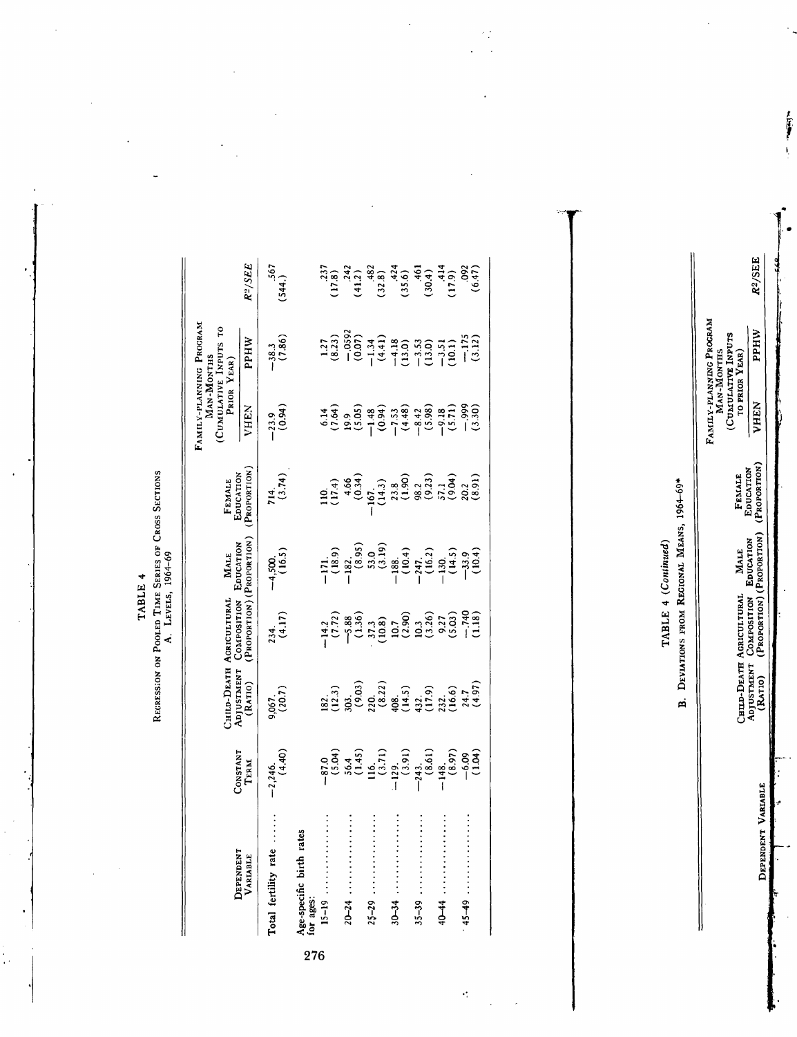TABLE 4

REGRESSION ON POOLED TIME SERIES OF CROSS SECTIONS

A. LEVELS, 1964–69

| Dependent Variable | Constant Term | Child-Death Adjustment (Ratio) | Agricultural Composition (Proportion) | Male Education (Proportion) | Female Education (Proportion) | Family-planning Program Man-Months (Cumulative Inputs to Prior Year) | | $R^2$/SEE |
|---|---|---|---|---|---|---|---|---|
| | | | | | | VHEN | PPHW | |
| Total fertility rate ...... | −2,246. (4.40) | 9,067. (20.7) | 234. (4.17) | −4,500. (16.5) | 714. (3.74) | −23.9 (0.94) | −38.3 (7.86) | .567 (544.) |
| Age-specific birth rates for ages: | | | | | | | | |
| 15–19 .................. | −87.0 (5.04) | 182. (12.3) | −14.2 (7.72) | −171. (18.9) | 110. (17.4) | 6.14 (7.64) | 1.27 (8.23) | .237 (17.8) |
| 20–24 .................. | 56.4 (1.45) | 303. (9.03) | −5.88 (1.36) | −182. (8.95) | 4.66 (0.34) | 19.9 (5.05) | −.0592 (0.07) | .242 (41.2) |
| 25–29 .................. | 116. (3.71) | 220. (8.22) | 37.3 (10.8) | 53.0 (3.19) | −167. (14.3) | −1.48 (0.94) | −1.34 (4.41) | .482 (32.8) |
| 30–34 .................. | −129. (3.91) | 408. (14.5) | 10.7 (2.90) | −188. (10.4) | 23.8 (1.90) | −7.53 (4.48) | −4.18 (13.0) | .424 (35.6) |
| 35–39 .................. | −243. (8.61) | 432. (17.9) | 10.3 (3.26) | −247. (16.2) | 98.2 (9.23) | −8.42 (5.98) | −3.53 (13.0) | .461 (30.4) |
| 40–44 .................. | −148. (8.97) | 232. (16.6) | 9.27 (5.03) | −130. (14.5) | 57.1 (9.04) | −9.18 (5.71) | −3.51 (10.1) | .414 (17.9) |
| 45–49 .................. | −6.09 (1.04) | 24.7 (4.97) | −.740 (1.18) | −33.9 (10.4) | 20.2 (8.91) | −.999 (3.30) | −.175 (3.12) | .092 (6.47) |

TABLE 4 (*Continued*)

B. DEVIATIONS FROM REGIONAL MEANS, 1964–69*

| Dependent Variable | Child-Death Adjustment (Ratio) | Agricultural Composition (Proportion) | Male Education (Proportion) | Female Education (Proportion) | Family-planning Program Man-Months (Cumulative Inputs to Prior Year) | | $R^2$/SEE |
|---|---|---|---|---|---|---|---|
| | | | | | VHEN | PPHW | |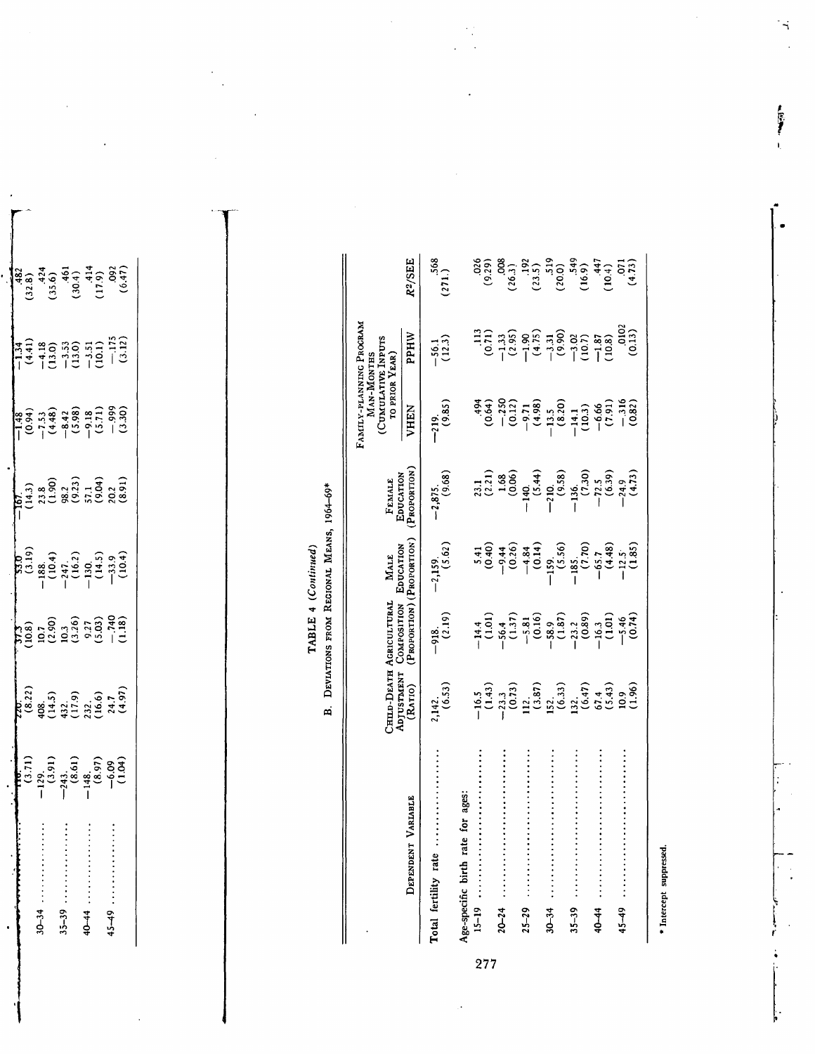| Dependent Variable | | | | | | | | |
|---|---|---|---|---|---|---|---|---|
| 30–34 | 116. (3.71) | 220. (8.22) | 37.3 (10.8) | 53.0 (3.19) | −167. (14.3) | −1.48 (0.94) | −1.34 (4.41) | .482 (32.8) |
| 35–39 | −129. (3.91) | 408. (14.5) | 10.7 (2.90) | −188. (10.4) | 23.8 (1.90) | −7.53 (4.48) | −4.18 (13.0) | .424 (35.6) |
| 40–44 | −243. (8.61) | 432. (17.9) | 10.3 (3.26) | −247. (16.2) | 98.2 (9.23) | −8.42 (5.98) | −3.53 (13.0) | .461 (30.4) |
| 45–49 | −148. (8.97) | 232. (16.6) | 9.27 (5.03) | −130. (14.5) | 57.1 (9.04) | −9.18 (5.71) | −3.51 (10.1) | .414 (17.9) |
| | −6.09 (1.04) | 24.7 (4.97) | −.740 (1.18) | −33.9 (10.4) | 20.2 (8.91) | −.999 (3.30) | −.175 (3.12) | .092 (6.47) |

TABLE 4 (*Continued*)

B. Deviations from Regional Means, 1964–69*

| Dependent Variable | Child-Death Adjustment (Ratio) | Agricultural Composition (Proportion) | Male Education (Proportion) | Female Education (Proportion) | Family-Planning Program Man-Months (Cumulative Inputs to Prior Year) VHEN | PPHW | $R^2$/SEE |
|---|---|---|---|---|---|---|---|
| Total fertility rate | 2,142. (6.53) | −918. (2.19) | −2,159. (5.62) | −2,875. (9.68) | −219. (9.85) | −56.1 (12.3) | .568 (271.) |
| Age-specific birth rate for ages: | | | | | | | |
| 15–19 | −16.5 (1.43) | −14.4 (1.01) | 5.41 (0.40) | 23.1 (2.21) | .494 (0.64) | .113 (0.71) | .026 (9.29) |
| 20–24 | −23.3 (0.73) | −56.4 (1.37) | −9.44 (0.26) | 1.68 (0.06) | −.250 (0.12) | −1.33 (2.95) | .008 (26.3) |
| 25–29 | 112. (3.87) | −5.81 (0.16) | −4.84 (0.14) | −140. (5.44) | −9.71 (4.98) | −1.90 (4.75) | .192 (23.5) |
| 30–34 | 152. (6.33) | −58.9 (1.87) | −159. (5.56) | −210. (9.58) | −13.5 (8.20) | −3.31 (9.90) | .519 (20.0) |
| 35–39 | 132. (6.47) | −23.2 (0.89) | −185. (7.70) | −136. (7.30) | −14.1 (10.3) | −3.02 (10.7) | .549 (16.9) |
| 40–44 | 67.4 (5.43) | −16.3 (1.01) | −65.7 (4.48) | −72.5 (6.39) | −6.66 (7.91) | −1.87 (10.8) | .447 (10.4) |
| 45–49 | 10.9 (1.96) | −5.46 (0.74) | −12.5 (1.85) | −24.9 (4.73) | −.316 (0.82) | .0102 (0.13) | .071 (4.73) |

* Intercept suppressed.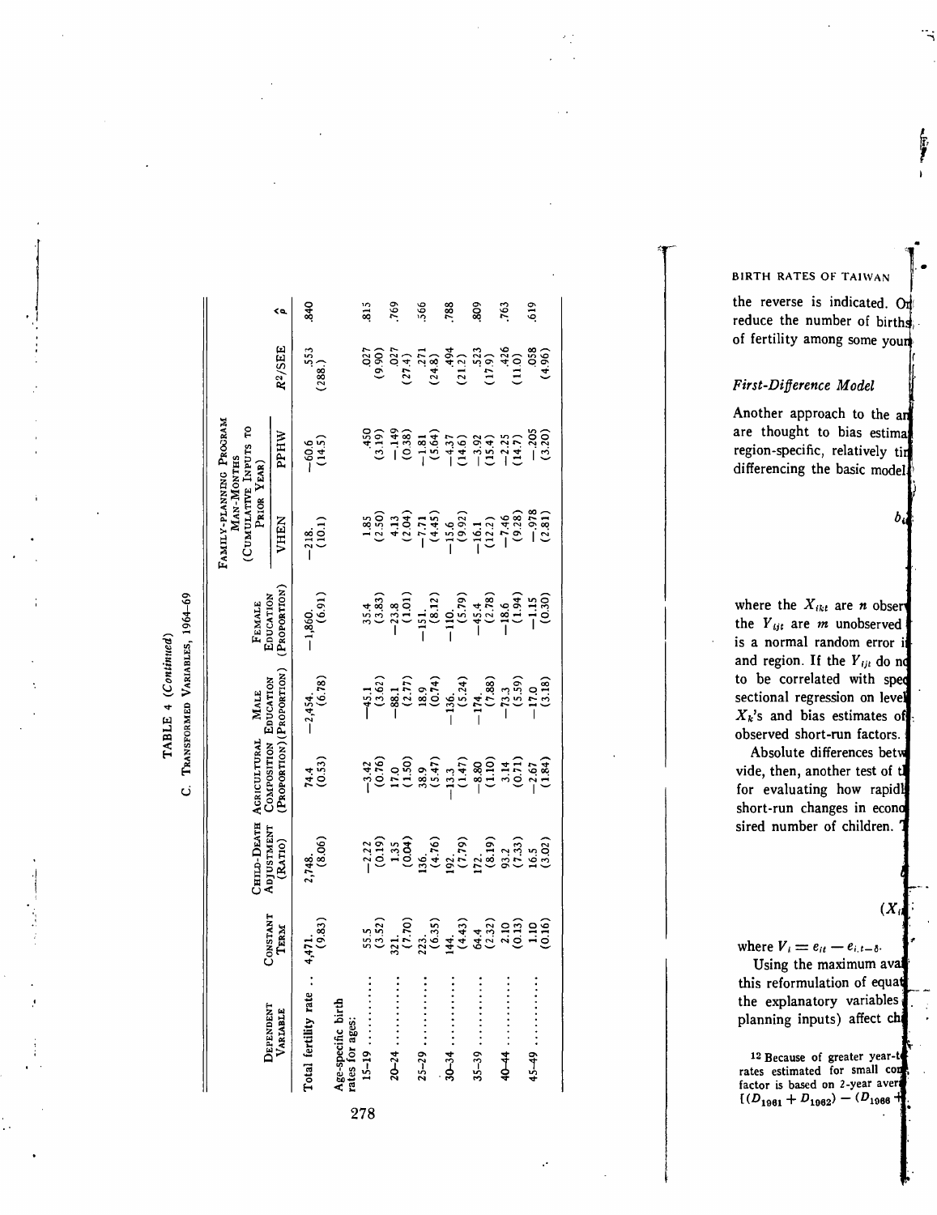**TABLE 4** (*Continued*)

C. Transformed Variables, 1964–69

| Dependent Variable | Constant Term | Child-Death Adjustment (Ratio) | Agricultural Composition (Proportion) | Male Education (Proportion) | Female Education (Proportion) | Family-Planning Program Man-Months (Cumulative Inputs to Prior Year): VHEN | PPHW | $R^2$/SEE | $\hat{\rho}$ |
|---|---|---|---|---|---|---|---|---|---|
| Total fertility rate | 4,471. (9.83) | 2,748. (8.06) | 74.4 (0.53) | −2,454. (6.78) | −1,860. (6.91) | −218. (10.1) | −60.6 (14.5) | .553 (288.) | .840 |
| Age-specific birth rates for ages: | | | | | | | | | |
| 15–19 | 55.5 (3.52) | −2.22 (0.19) | −3.42 (0.76) | −45.1 (3.62) | 35.4 (3.83) | 1.85 (2.50) | .450 (3.19) | .027 (9.90) | .815 |
| 20–24 | 321. (7.70) | 1.35 (0.04) | 17.0 (1.50) | −88.1 (2.77) | −23.8 (1.01) | 4.13 (2.04) | −.149 (0.38) | .027 (27.4) | .769 |
| 25–29 | 223. (6.35) | 136. (4.76) | 38.9 (5.47) | 18.9 (0.74) | −151. (8.12) | −7.71 (4.45) | −1.81 (5.64) | .271 (24.8) | .566 |
| 30–34 | 144. (4.43) | 192. (7.79) | −13.3 (1.47) | −136. (5.24) | −110. (5.79) | −15.6 (9.92) | −4.37 (14.6) | .494 (21.2) | .788 |
| 35–39 | 64.4 (2.32) | 172. (8.19) | −8.80 (1.10) | −174. (7.88) | −45.4 (2.78) | −16.1 (12.2) | −3.92 (15.4) | .523 (17.9) | .809 |
| 40–44 | 2.10 (0.13) | 93.2 (7.33) | 3.14 (0.71) | −73.3 (5.59) | −18.6 (1.94) | −7.46 (9.28) | −2.25 (14.7) | .426 (11.0) | .763 |
| 45–49 | 1.10 (0.16) | 16.5 (3.02) | −2.67 (1.84) | −17.0 (3.18) | −1.15 (0.30) | −.978 (2.81) | −.205 (3.20) | .058 (4.96) | .619 |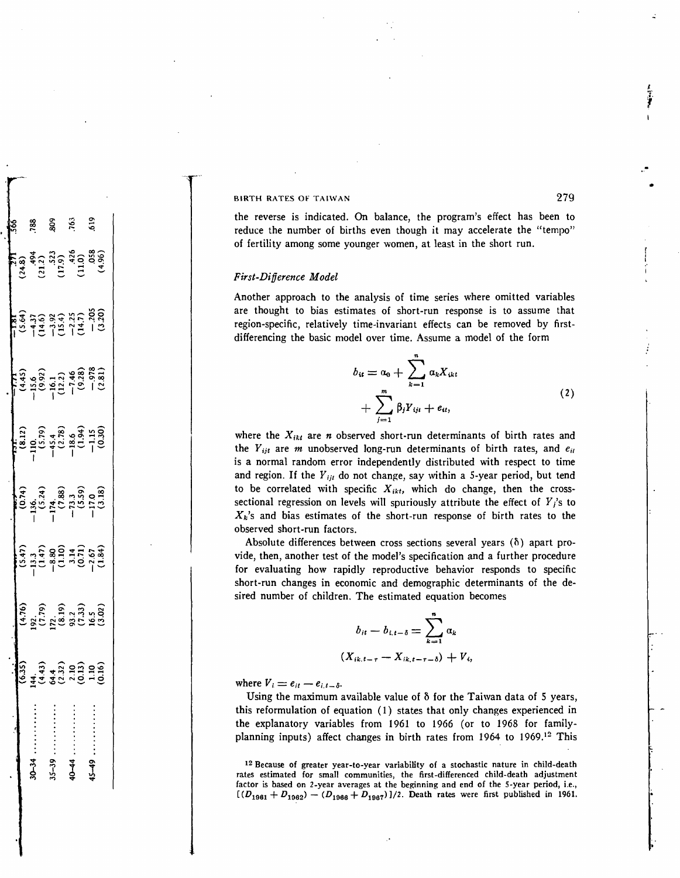| | | | | | | | | | |
|---|---|---|---|---|---|---|---|---|---|
| | (6.35) | (4.76) | (5.47) | (0.74) | (8.12) | (4.45) | (5.64) | (24.8) | .566 |
| 30–34 .......... | 144. | 192. | −13.3 | −136. | −110. | −15.6 | −4.37 | .494 | .788 |
| | (4.43) | (7.79) | (1.47) | (5.24) | (5.79) | (9.92) | (14.6) | (21.2) | |
| 35–39 .......... | 64.4 | 172. | −8.80 | −174. | −45.4 | −16.1 | −3.92 | .523 | .809 |
| | (2.32) | (8.19) | (1.10) | (7.88) | (2.78) | (12.2) | (15.4) | (17.9) | |
| 40–44 .......... | 2.10 | 93.2 | 3.14 | −73.3 | −18.6 | −7.46 | −2.25 | .426 | .763 |
| | (0.13) | (7.33) | (0.71) | (5.59) | (1.94) | (9.28) | (14.7) | (11.0) | |
| 45–49 .......... | 1.10 | 16.5 | −2.67 | −17.0 | −1.15 | −.978 | −.205 | .058 | .619 |
| | (0.16) | (3.02) | (1.84) | (3.18) | (0.30) | (2.81) | (3.20) | (4.96) | |

the reverse is indicated. On balance, the program's effect has been to reduce the number of births even though it may accelerate the "tempo" of fertility among some younger women, at least in the short run.

### *First-Difference Model*

Another approach to the analysis of time series where omitted variables are thought to bias estimates of short-run response is to assume that region-specific, relatively time-invariant effects can be removed by first-differencing the basic model over time. Assume a model of the form

$$b_{it} = \alpha_0 + \sum_{k=1}^{n} \alpha_k X_{ikt} + \sum_{j=1}^{m} \beta_j Y_{ijt} + e_{it}, \tag{2}$$

where the $X_{ikt}$ are $n$ observed short-run determinants of birth rates and the $Y_{ijt}$ are $m$ unobserved long-run determinants of birth rates, and $e_{it}$ is a normal random error independently distributed with respect to time and region. If the $Y_{ijt}$ do not change, say within a 5-year period, but tend to be correlated with specific $X_{ikt}$, which do change, then the cross-sectional regression on levels will spuriously attribute the effect of $Y_j$'s to $X_k$'s and bias estimates of the short-run response of birth rates to the observed short-run factors.

Absolute differences between cross sections several years ($\delta$) apart provide, then, another test of the model's specification and a further procedure for evaluating how rapidly reproductive behavior responds to specific short-run changes in economic and demographic determinants of the desired number of children. The estimated equation becomes

$$b_{it} - b_{i,t-\delta} = \sum_{k=1}^{n} \alpha_k (X_{ik,t-\tau} - X_{ik,t-\tau-\delta}) + V_i,$$

where $V_i = e_{it} - e_{i,t-\delta}$.

Using the maximum available value of $\delta$ for the Taiwan data of 5 years, this reformulation of equation (1) states that only changes experienced in the explanatory variables from 1961 to 1966 (or to 1968 for family-planning inputs) affect changes in birth rates from 1964 to 1969.[12] This

[12] Because of greater year-to-year variability of a stochastic nature in child-death rates estimated for small communities, the first-differenced child-death adjustment factor is based on 2-year averages at the beginning and end of the 5-year period, i.e., $[(D_{1961} + D_{1962}) - (D_{1966} + D_{1967})]/2$. Death rates were first published in 1961.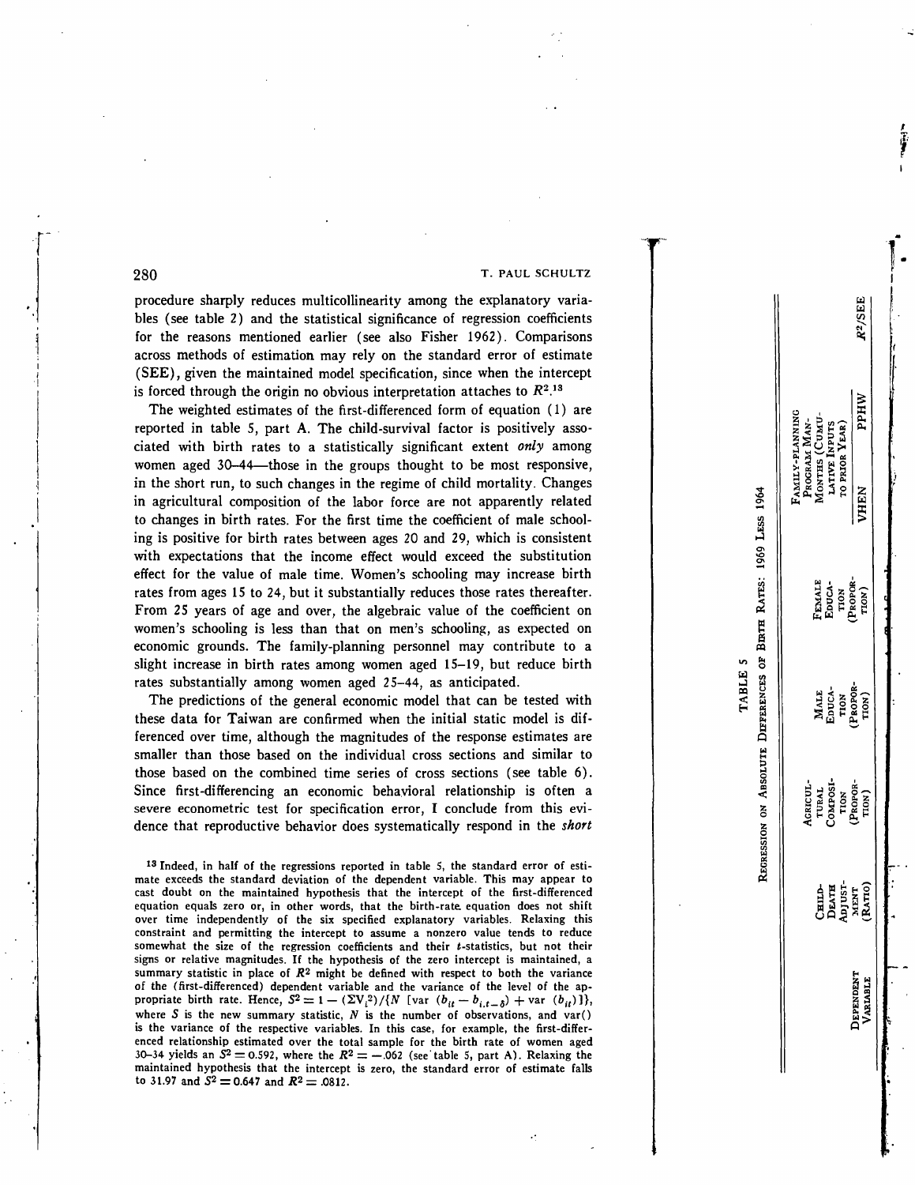procedure sharply reduces multicollinearity among the explanatory variables (see table 2) and the statistical significance of regression coefficients for the reasons mentioned earlier (see also Fisher 1962). Comparisons across methods of estimation may rely on the standard error of estimate (SEE), given the maintained model specification, since when the intercept is forced through the origin no obvious interpretation attaches to $R^2$.[13]

The weighted estimates of the first-differenced form of equation (1) are reported in table 5, part A. The child-survival factor is positively associated with birth rates to a statistically significant extent *only* among women aged 30–44—those in the groups thought to be most responsive, in the short run, to such changes in the regime of child mortality. Changes in agricultural composition of the labor force are not apparently related to changes in birth rates. For the first time the coefficient of male schooling is positive for birth rates between ages 20 and 29, which is consistent with expectations that the income effect would exceed the substitution effect for the value of male time. Women's schooling may increase birth rates from ages 15 to 24, but it substantially reduces those rates thereafter. From 25 years of age and over, the algebraic value of the coefficient on women's schooling is less than that on men's schooling, as expected on economic grounds. The family-planning personnel may contribute to a slight increase in birth rates among women aged 15–19, but reduce birth rates substantially among women aged 25–44, as anticipated.

The predictions of the general economic model that can be tested with these data for Taiwan are confirmed when the initial static model is differenced over time, although the magnitudes of the response estimates are smaller than those based on the individual cross sections and similar to those based on the combined time series of cross sections (see table 6). Since first-differencing an economic behavioral relationship is often a severe econometric test for specification error, I conclude from this evidence that reproductive behavior does systematically respond in the *short*

[13] Indeed, in half of the regressions reported in table 5, the standard error of estimate exceeds the standard deviation of the dependent variable. This may appear to cast doubt on the maintained hypothesis that the intercept of the first-differenced equation equals zero or, in other words, that the birth-rate equation does not shift over time independently of the six specified explanatory variables. Relaxing this constraint and permitting the intercept to assume a nonzero value tends to reduce somewhat the size of the regression coefficients and their $t$-statistics, but not their signs or relative magnitudes. If the hypothesis of the zero intercept is maintained, a summary statistic in place of $R^2$ might be defined with respect to both the variance of the (first-differenced) dependent variable and the variance of the level of the appropriate birth rate. Hence, $S^2 = 1 - (\Sigma V_i^2)/\{N\ [\text{var}\ (b_{it} - b_{i,t-\delta}) + \text{var}\ (b_{it})]\}$, where $S$ is the new summary statistic, $N$ is the number of observations, and var() is the variance of the respective variables. In this case, for example, the first-differenced relationship estimated over the total sample for the birth rate of women aged 30–34 yields an $S^2 = 0.592$, where the $R^2 = -.062$ (see table 5, part A). Relaxing the maintained hypothesis that the intercept is zero, the standard error of estimate falls to 31.97 and $S^2 = 0.647$ and $R^2 = .0812$.

TABLE 5

REGRESSION ON ABSOLUTE DIFFERENCES OF BIRTH RATES: 1969 LESS 1964

| Dependent Variable | Child-Death Adjustment (Ratio) | Agricultural Composition (Proportion) | Male Education (Proportion) | Female Education (Proportion) | Family-Planning Program Man-Months (Cumulative Inputs to Prior Year) | | $R^2$/SEE |
|---|---|---|---|---|---|---|---|
| | | | | | VHEN | PPHW | |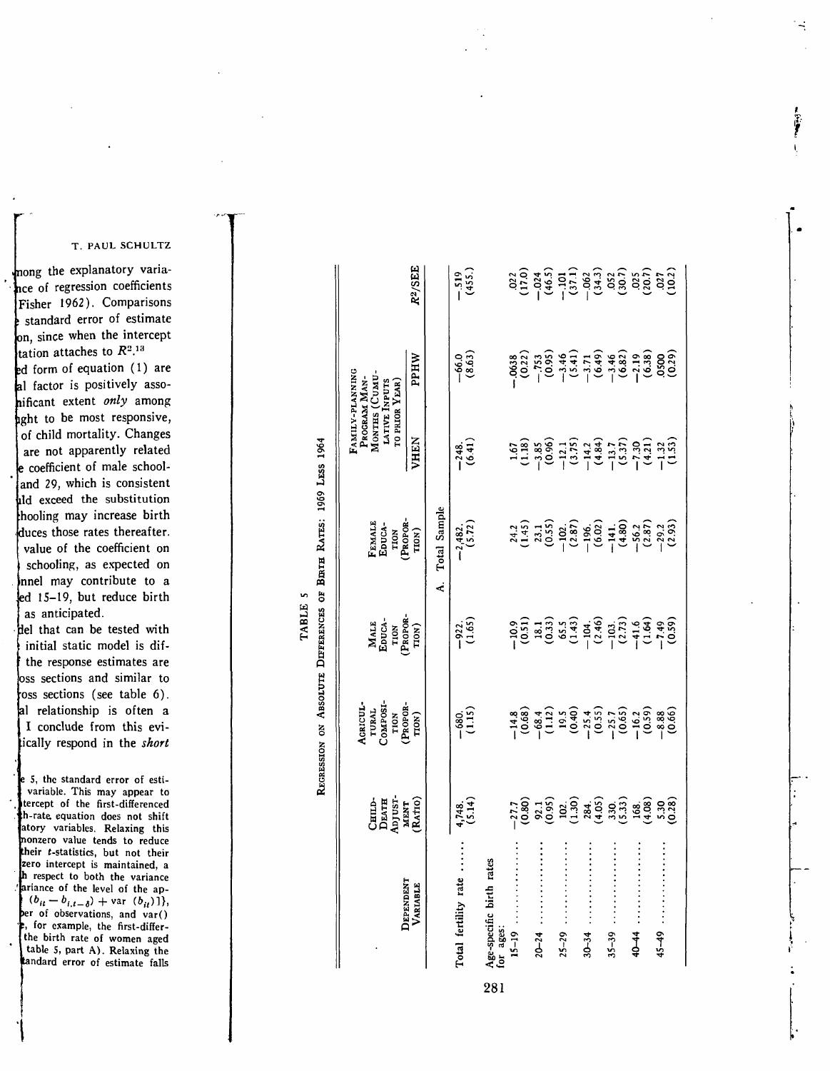TABLE 5

REGRESSION ON ABSOLUTE DIFFERENCES OF BIRTH RATES: 1969 LESS 1964

| DEPENDENT VARIABLE | CHILD-DEATH ADJUSTMENT (RATIO) | AGRICULTURAL COMPOSITION (PROPORTION) | MALE EDUCATION (PROPORTION) | FEMALE EDUCATION (PROPORTION) | FAMILY-PLANNING PROGRAM MAN-MONTHS (CUMULATIVE INPUTS TO PRIOR YEAR) | | $R^2$/SEE |
|---|---|---|---|---|---|---|---|
| | | | | | VHEN | PPHW | |
| A. Total Sample | | | | | | | |
| Total fertility rate ...... | 4,748. (5.14) | −680. (1.15) | −922. (1.65) | −2,482. (5.72) | −248. (6.41) | −66.0 (8.63) | −.519 (455.) |
| Age-specific birth rates for ages: | | | | | | | |
| 15–19 ...... | −27.7 (0.80) | −14.8 (0.68) | −10.9 (0.51) | 24.2 (1.45) | 1.67 (1.18) | −.0638 (0.22) | .022 (17.0) |
| 20–24 ...... | 92.1 (0.95) | −68.4 (1.12) | 18.1 (0.33) | 23.1 (0.55) | −3.85 (0.96) | −.753 (0.95) | −.024 (46.5) |
| 25–29 ...... | 102. (1.30) | 19.5 (0.40) | 65.5 (1.43) | −102. (2.87) | −12.1 (3.75) | −3.46 (5.41) | −.101 (37.1) |
| 30–34 ...... | 284. (4.05) | −25.4 (0.55) | −104. (2.46) | −196. (6.02) | −14.2 (4.84) | −3.71 (6.49) | −.062 (34.3) |
| 35–39 ...... | 330. (5.33) | −25.7 (0.65) | −103. (2.73) | −141. (4.80) | −13.7 (5.37) | −3.46 (6.82) | .052 (30.7) |
| 40–44 ...... | 168. (4.08) | −16.2 (0.59) | −41.6 (1.64) | −56.2 (2.87) | −7.30 (4.21) | −2.19 (6.38) | .025 (20.7) |
| 45–49 ...... | 5.30 (0.28) | −8.88 (0.66) | −7.49 (0.59) | −29.2 (2.93) | −1.32 (1.53) | .0500 (0.29) | .027 (10.2) |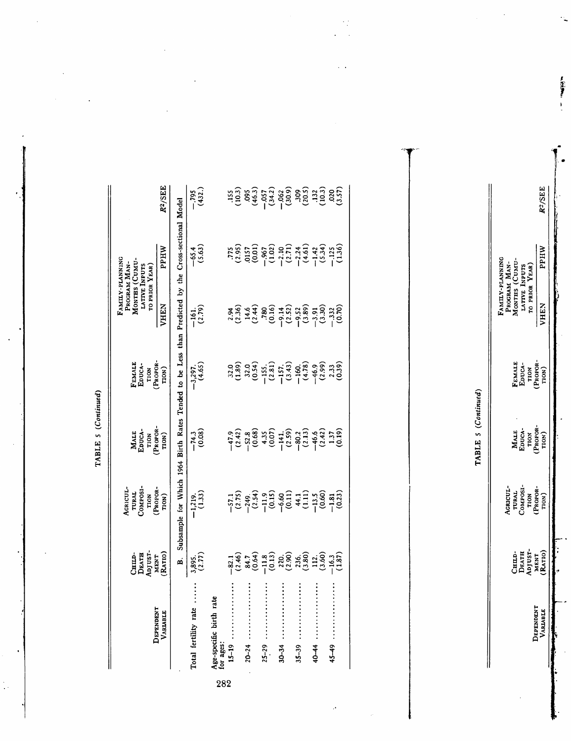TABLE 5 (*Continued*)

| Dependent Variable | Child-Death Adjustment (Ratio) | Agricultural Composition (Proportion) | Male Education (Proportion) | Female Education (Proportion) | Family-planning Program Man-Months (Cumulative Inputs to Prior Year): VHEN | Family-planning Program Man-Months (Cumulative Inputs to Prior Year): PPHW | $R^2$/SEE |
|---|---|---|---|---|---|---|---|
| **B. Subsample for Which 1964 Birth Rates Tended to Be Less than Predicted by the Cross-sectional Model** | | | | | | | |
| Total fertility rate ...... | 3,895. (2.77) | −1,219. (1.33) | −74.3 (0.08) | −3,297. (4.65) | −161. (2.79) | −65.4 (5.63) | −.795 (432.) |
| Age-specific birth rate for ages: | | | | | | | |
| 15–19 ................ | −82.1 (2.46) | −57.1 (2.75) | −47.9 (2.42) | 32.0 (1.89) | 2.94 (2.36) | .775 (2.95) | .155 (10.3) |
| 20–24 ................ | 84.7 (0.64) | −249. (2.54) | −52.8 (0.68) | 32.0 (0.54) | 14.6 (2.44) | .0157 (0.01) | .095 (46.3) |
| 25–29 ................ | −11.8 (0.13) | −11.9 (0.15) | 4.35 (0.07) | −155. (2.81) | .780 (0.16) | −.967 (1.02) | −.057 (34.2) |
| 30–34 ................ | 270. (2.90) | −6.60 (0.11) | −141. (2.59) | −157. (3.43) | −9.14 (2.52) | −2.10 (2.71) | −.062 (30.9) |
| 35–39 ................ | 236. (3.80) | 44.1 (1.11) | −80.2 (2.13) | −160. (4.78) | −9.52 (3.89) | −2.24 (4.61) | .309 (20.5) |
| 40–44 ................ | 112. (3.60) | −13.5 (0.60) | −46.6 (2.42) | −46.9 (2.99) | −3.91 (3.30) | −1.42 (5.34) | .132 (10.3) |
| 45–49 ................ | −16.3 (1.87) | −1.81 (0.23) | 1.37 (0.19) | 2.33 (0.39) | −.332 (0.70) | −.125 (1.36) | .020 (3.57) |

TABLE 5 (*Continued*)

| Dependent Variable | Child-Death Adjustment (Ratio) | Agricultural Composition (Proportion) | Male Education (Proportion) | Female Education (Proportion) | Family-planning Program Man-Months (Cumulative Inputs to Prior Year): VHEN | Family-planning Program Man-Months (Cumulative Inputs to Prior Year): PPHW | $R^2$/SEE |
|---|---|---|---|---|---|---|---|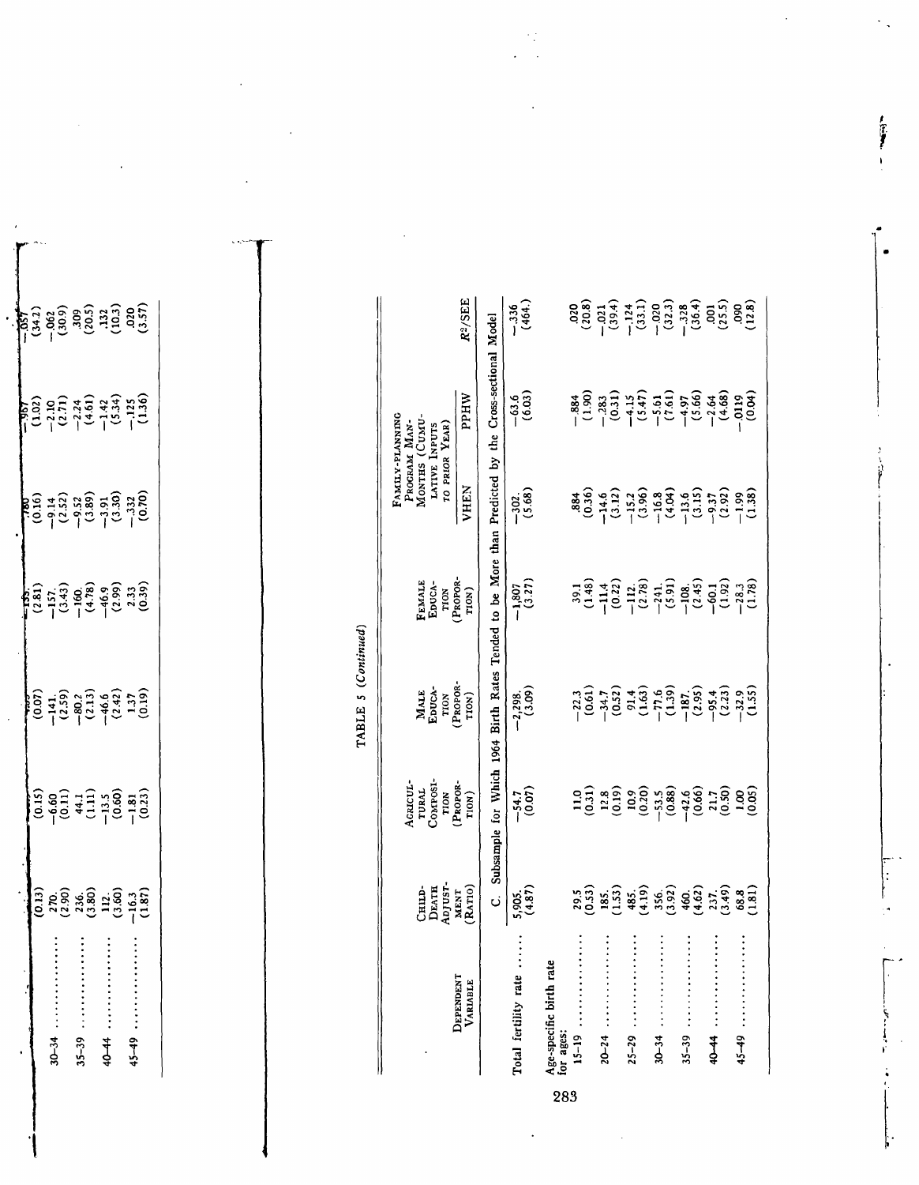| | | | | | | | |
|---|---|---|---|---|---|---|---|
| | (0.13) | (0.15) | (0.07) | (2.81) | (0.16) | (1.02) | (34.2) |
| 30–34 | 270. | −6.60 | −141. | −157. | −9.14 | −2.10 | −.062 |
| | (2.90) | (0.11) | (2.59) | (3.43) | (2.52) | (2.71) | (30.9) |
| 35–39 | 236. | 44.1 | −80.2 | −160. | −9.52 | −2.24 | .309 |
| | (3.80) | (1.11) | (2.13) | (4.78) | (3.89) | (4.61) | (20.5) |
| 40–44 | 112. | −13.5 | −46.6 | −46.9 | −3.91 | −1.42 | .132 |
| | (3.60) | (0.60) | (2.42) | (2.99) | (3.30) | (5.34) | (10.3) |
| 45–49 | −16.3 | −1.81 | 1.37 | 2.33 | −.332 | −.125 | .020 |
| | (1.87) | (0.23) | (0.19) | (0.39) | (0.70) | (1.36) | (3.57) |

TABLE 5 (*Continued*)

| Dependent Variable | Child-Death Adjustment (Ratio) | Agricultural Composition (Proportion) | Male Education (Proportion) | Female Education (Proportion) | Family-Planning Program Man-Months (Cumulative Inputs to Prior Year) | | $R^2$/SEE |
|---|---|---|---|---|---|---|---|
| | | | | | VHEN | PPHW | |
| **C. Subsample for Which 1964 Birth Rates Tended to be More than Predicted by the Cross-sectional Model** | | | | | | | |
| Total fertility rate | 5,905. | −54.7 | −2,298. | −1,807 | −302. | −63.6 | −.336 |
| | (4.87) | (0.07) | (3.09) | (3.27) | (5.68) | (6.03) | (464.) |
| Age-specific birth rate for ages: | | | | | | | |
| 15–19 | 29.5 | 11.0 | −22.3 | 39.1 | .884 | −.884 | .020 |
| | (0.53) | (0.31) | (0.61) | (1.48) | (0.36) | (1.90) | (20.8) |
| 20–24 | 185. | 12.8 | −34.7 | −11.4 | −14.6 | −.283 | −.021 |
| | (1.53) | (0.19) | (0.52) | (0.22) | (3.12) | (0.31) | (39.4) |
| 25–29 | 485. | 10.9 | 91.4 | −112. | −15.2 | −4.15 | −.124 |
| | (4.19) | (0.20) | (1.63) | (2.78) | (3.96) | (5.47) | (33.1) |
| 30–34 | 356. | −53.5 | −77.6 | −241. | −16.8 | −5.61 | −.020 |
| | (3.92) | (0.88) | (1.39) | (5.91) | (4.04) | (7.61) | (32.3) |
| 35–39 | 460. | −42.6 | −187. | −108. | −13.6 | −4.97 | −.328 |
| | (4.62) | (0.66) | (2.95) | (2.45) | (3.15) | (5.66) | (36.4) |
| 40–44 | 237. | 21.7 | −95.4 | −60.1 | −9.37 | −2.64 | .001 |
| | (3.49) | (0.50) | (2.23) | (1.92) | (2.92) | (4.68) | (25.5) |
| 45–49 | 68.8 | 1.00 | −32.9 | −28.3 | −1.99 | −.0119 | .090 |
| | (1.81) | (0.05) | (1.55) | (1.78) | (1.38) | (0.04) | (12.8) |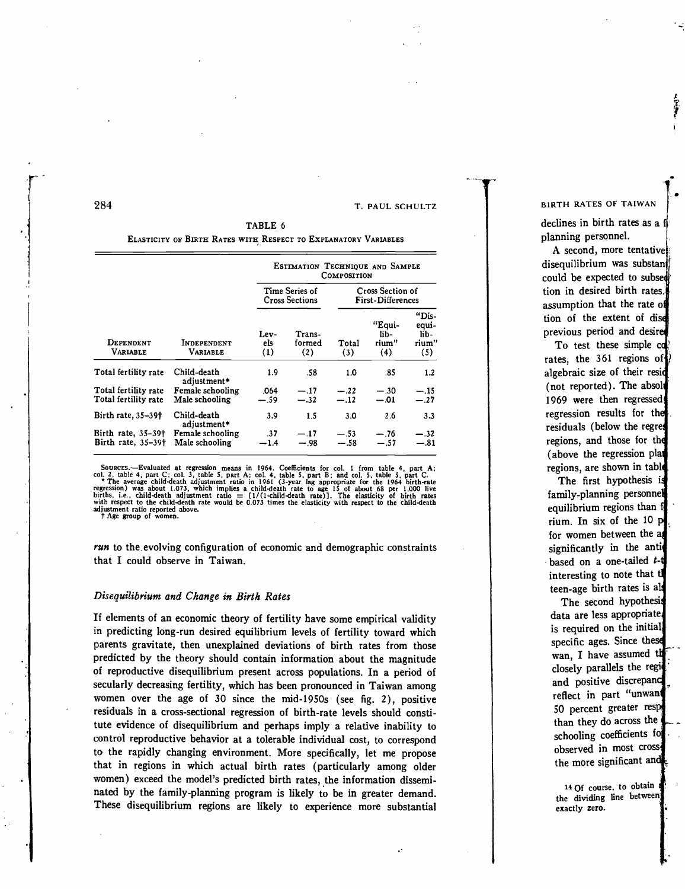TABLE 6

ELASTICITY OF BIRTH RATES WITH RESPECT TO EXPLANATORY VARIABLES

| | | Estimation Technique and Sample Composition | | | | |
|---|---|---|---|---|---|---|
| | | Time Series of Cross Sections | | Cross Section of First-Differences | | |
| Dependent Variable | Independent Variable | Levels (1) | Transformed (2) | Total (3) | "Equilibrium" (4) | "Disequilibrium" (5) |
| Total fertility rate | Child-death adjustment* | 1.9 | .58 | 1.0 | .85 | 1.2 |
| Total fertility rate | Female schooling | .064 | −.17 | −.22 | −.30 | −.15 |
| Total fertility rate | Male schooling | −.59 | −.32 | −.12 | −.01 | −.27 |
| Birth rate, 35–39† | Child-death adjustment* | 3.9 | 1.5 | 3.0 | 2.6 | 3.3 |
| Birth rate, 35–39† | Female schooling | .37 | −.17 | −.53 | −.76 | −.32 |
| Birth rate, 35–39† | Male schooling | −1.4 | −.98 | −.58 | −.57 | −.81 |

SOURCES.—Evaluated at regression means in 1964. Coefficients for col. 1 from table 4, part A; col. 2, table 4, part C; col. 3, table 5, part A; col. 4, table 5, part B; and col. 5, table 5, part C.

\* The average child-death adjustment ratio in 1961 (3-year lag appropriate for the 1964 birth-rate regression) was about 1.073, which implies a child-death rate to age 15 of about 68 per 1,000 live births, i.e., child-death adjustment ratio = [1/(1-child-death rate)]. The elasticity of birth rates with respect to the child-death rate would be 0.073 times the elasticity with respect to the child-death adjustment ratio reported above.

† Age group of women.

*run* to the evolving configuration of economic and demographic constraints that I could observe in Taiwan.

### *Disequilibrium and Change in Birth Rates*

If elements of an economic theory of fertility have some empirical validity in predicting long-run desired equilibrium levels of fertility toward which parents gravitate, then unexplained deviations of birth rates from those predicted by the theory should contain information about the magnitude of reproductive disequilibrium present across populations. In a period of secularly decreasing fertility, which has been pronounced in Taiwan among women over the age of 30 since the mid-1950s (see fig. 2), positive residuals in a cross-sectional regression of birth-rate levels should constitute evidence of disequilibrium and perhaps imply a relative inability to control reproductive behavior at a tolerable individual cost, to correspond to the rapidly changing environment. More specifically, let me propose that in regions in which actual birth rates (particularly among older women) exceed the model's predicted birth rates, the information disseminated by the family-planning program is likely to be in greater demand. These disequilibrium regions are likely to experience more substantial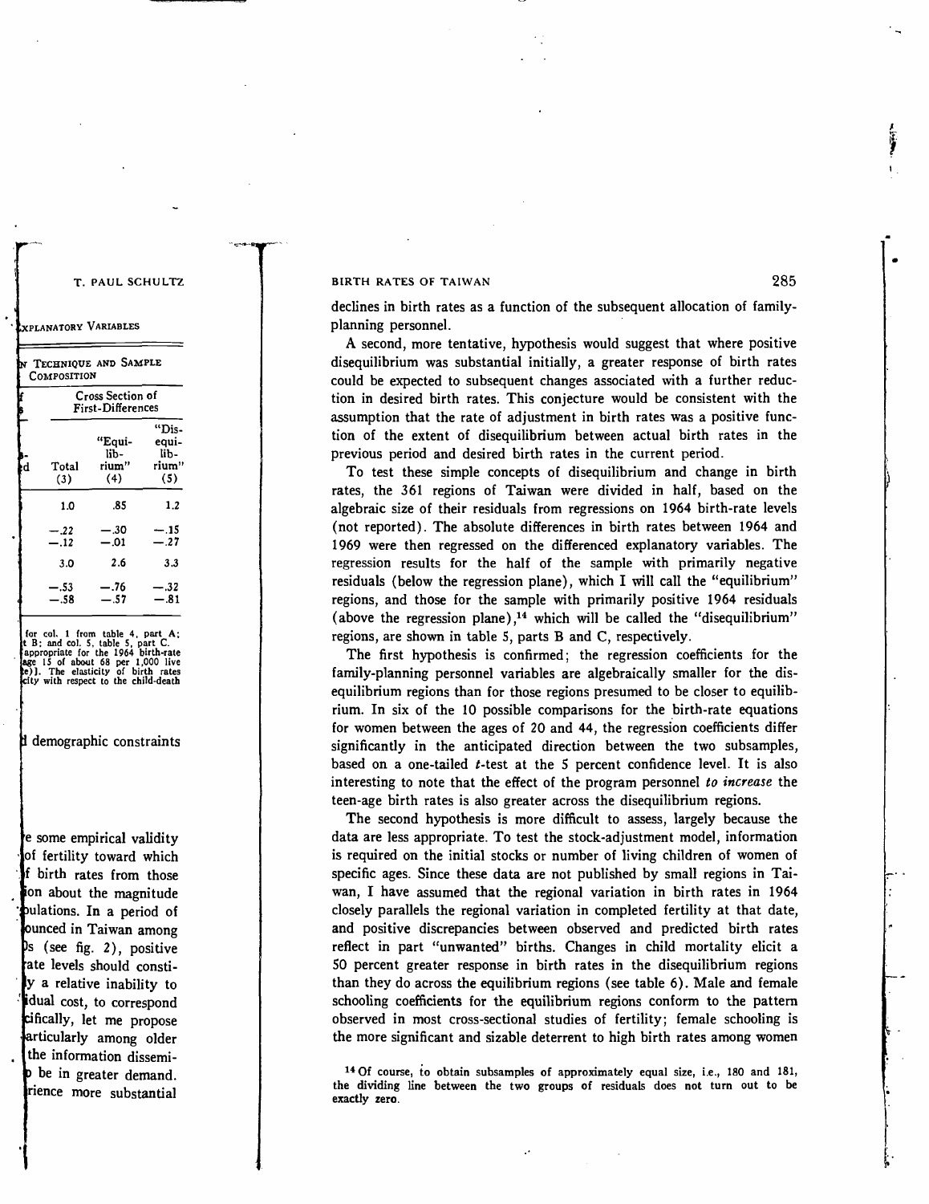declines in birth rates as a function of the subsequent allocation of family-planning personnel.

A second, more tentative, hypothesis would suggest that where positive disequilibrium was substantial initially, a greater response of birth rates could be expected to subsequent changes associated with a further reduction in desired birth rates. This conjecture would be consistent with the assumption that the rate of adjustment in birth rates was a positive function of the extent of disequilibrium between actual birth rates in the previous period and desired birth rates in the current period.

To test these simple concepts of disequilibrium and change in birth rates, the 361 regions of Taiwan were divided in half, based on the algebraic size of their residuals from regressions on 1964 birth-rate levels (not reported). The absolute differences in birth rates between 1964 and 1969 were then regressed on the differenced explanatory variables. The regression results for the half of the sample with primarily negative residuals (below the regression plane), which I will call the "equilibrium" regions, and those for the sample with primarily positive 1964 residuals (above the regression plane),[14] which will be called the "disequilibrium" regions, are shown in table 5, parts B and C, respectively.

The first hypothesis is confirmed; the regression coefficients for the family-planning personnel variables are algebraically smaller for the disequilibrium regions than for those regions presumed to be closer to equilibrium. In six of the 10 possible comparisons for the birth-rate equations for women between the ages of 20 and 44, the regression coefficients differ significantly in the anticipated direction between the two subsamples, based on a one-tailed $t$-test at the 5 percent confidence level. It is also interesting to note that the effect of the program personnel *to increase* the teen-age birth rates is also greater across the disequilibrium regions.

The second hypothesis is more difficult to assess, largely because the data are less appropriate. To test the stock-adjustment model, information is required on the initial stocks or number of living children of women of specific ages. Since these data are not published by small regions in Taiwan, I have assumed that the regional variation in birth rates in 1964 closely parallels the regional variation in completed fertility at that date, and positive discrepancies between observed and predicted birth rates reflect in part "unwanted" births. Changes in child mortality elicit a 50 percent greater response in birth rates in the disequilibrium regions than they do across the equilibrium regions (see table 6). Male and female schooling coefficients for the equilibrium regions conform to the pattern observed in most cross-sectional studies of fertility; female schooling is the more significant and sizable deterrent to high birth rates among women

[14] Of course, to obtain subsamples of approximately equal size, i.e., 180 and 181, the dividing line between the two groups of residuals does not turn out to be exactly zero.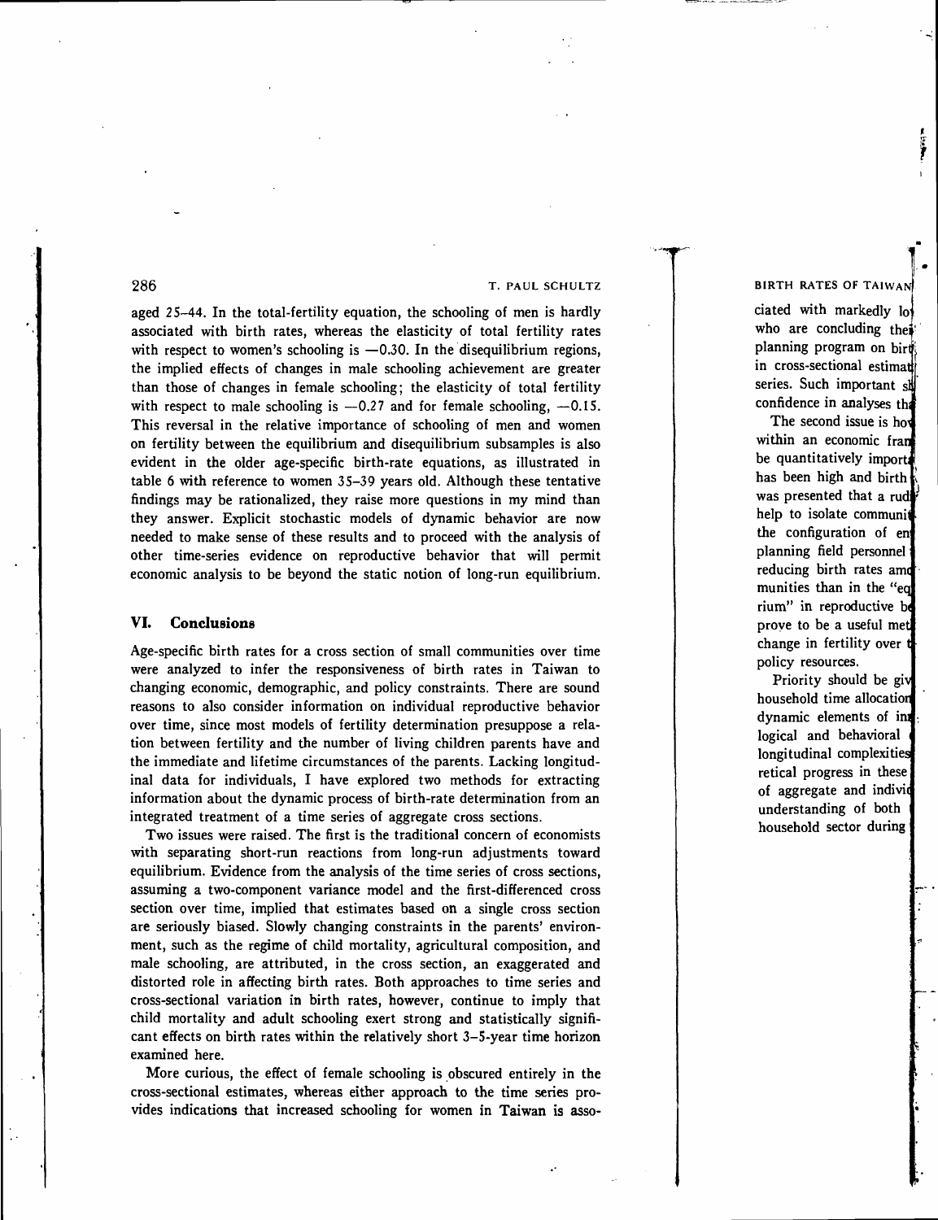aged 25–44. In the total-fertility equation, the schooling of men is hardly associated with birth rates, whereas the elasticity of total fertility rates with respect to women's schooling is −0.30. In the disequilibrium regions, the implied effects of changes in male schooling achievement are greater than those of changes in female schooling; the elasticity of total fertility with respect to male schooling is −0.27 and for female schooling, −0.15. This reversal in the relative importance of schooling of men and women on fertility between the equilibrium and disequilibrium subsamples is also evident in the older age-specific birth-rate equations, as illustrated in table 6 with reference to women 35–39 years old. Although these tentative findings may be rationalized, they raise more questions in my mind than they answer. Explicit stochastic models of dynamic behavior are now needed to make sense of these results and to proceed with the analysis of other time-series evidence on reproductive behavior that will permit economic analysis to be beyond the static notion of long-run equilibrium.

## VI. Conclusions

Age-specific birth rates for a cross section of small communities over time were analyzed to infer the responsiveness of birth rates in Taiwan to changing economic, demographic, and policy constraints. There are sound reasons to also consider information on individual reproductive behavior over time, since most models of fertility determination presuppose a relation between fertility and the number of living children parents have and the immediate and lifetime circumstances of the parents. Lacking longitudinal data for individuals, I have explored two methods for extracting information about the dynamic process of birth-rate determination from an integrated treatment of a time series of aggregate cross sections.

Two issues were raised. The first is the traditional concern of economists with separating short-run reactions from long-run adjustments toward equilibrium. Evidence from the analysis of the time series of cross sections, assuming a two-component variance model and the first-differenced cross section over time, implied that estimates based on a single cross section are seriously biased. Slowly changing constraints in the parents' environment, such as the regime of child mortality, agricultural composition, and male schooling, are attributed, in the cross section, an exaggerated and distorted role in affecting birth rates. Both approaches to time series and cross-sectional variation in birth rates, however, continue to imply that child mortality and adult schooling exert strong and statistically significant effects on birth rates within the relatively short 3–5-year time horizon examined here.

More curious, the effect of female schooling is obscured entirely in the cross-sectional estimates, whereas either approach to the time series provides indications that increased schooling for women in Taiwan is asso-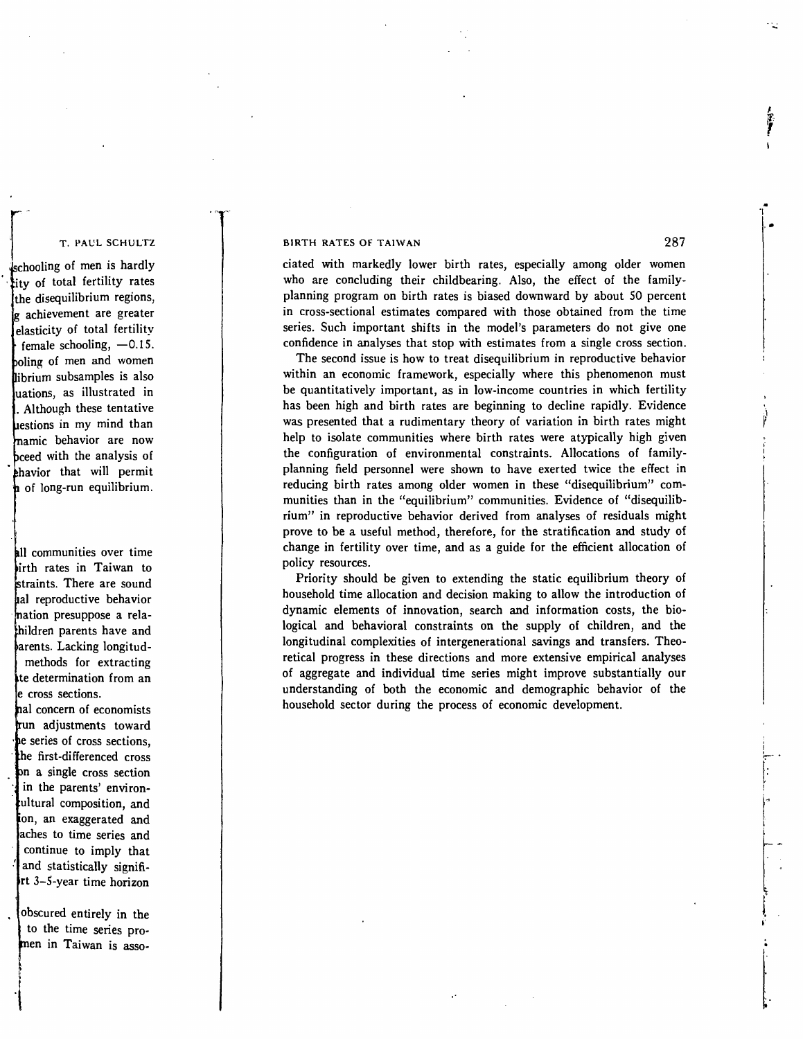ciated with markedly lower birth rates, especially among older women who are concluding their childbearing. Also, the effect of the family-planning program on birth rates is biased downward by about 50 percent in cross-sectional estimates compared with those obtained from the time series. Such important shifts in the model's parameters do not give one confidence in analyses that stop with estimates from a single cross section.

The second issue is how to treat disequilibrium in reproductive behavior within an economic framework, especially where this phenomenon must be quantitatively important, as in low-income countries in which fertility has been high and birth rates are beginning to decline rapidly. Evidence was presented that a rudimentary theory of variation in birth rates might help to isolate communities where birth rates were atypically high given the configuration of environmental constraints. Allocations of family-planning field personnel were shown to have exerted twice the effect in reducing birth rates among older women in these "disequilibrium" communities than in the "equilibrium" communities. Evidence of "disequilibrium" in reproductive behavior derived from analyses of residuals might prove to be a useful method, therefore, for the stratification and study of change in fertility over time, and as a guide for the efficient allocation of policy resources.

Priority should be given to extending the static equilibrium theory of household time allocation and decision making to allow the introduction of dynamic elements of innovation, search and information costs, the biological and behavioral constraints on the supply of children, and the longitudinal complexities of intergenerational savings and transfers. Theoretical progress in these directions and more extensive empirical analyses of aggregate and individual time series might improve substantially our understanding of both the economic and demographic behavior of the household sector during the process of economic development.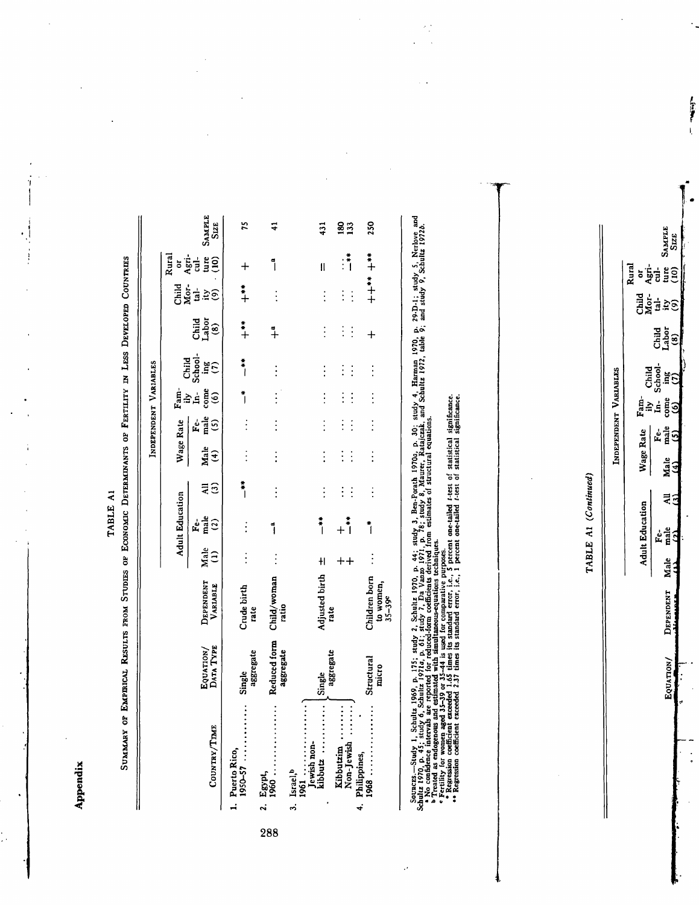# Appendix

TABLE A1

SUMMARY OF EMPIRICAL RESULTS FROM STUDIES OF ECONOMIC DETERMINANTS OF FERTILITY IN LESS DEVELOPED COUNTRIES

| | | | Independent Variables | | | | | | | | | | |
|---|---|---|---|---|---|---|---|---|---|---|---|---|---|
| | | | Adult Education | | | Wage Rate | | | | | | | |
| Country/Time | Equation/Data Type | Dependent Variable | Male (1) | Female (2) | All (3) | Male (4) | Female (5) | Family Income (6) | Child Schooling (7) | Child Labor (8) | Child Mortality (9) | Rural or Agriculture (10) | Sample Size |
| 1. Puerto Rico, 1950–57 | Single aggregate | Crude birth rate | ... | ... | −** | ... | ... | −* | −** | +** | +** | + | 75 |
| 2. Egypt, 1960 | Reduced form aggregate | Child/woman ratio | ... | −[a] | ... | ... | ... | ... | ... | +[a] | ... | −[a] | 41 |
| 3. Israel,[b] 1961: | | | | | | | | | | | | | |
| Jewish non-kibbutz | Single aggregate | Adjusted birth rate | ± | −** | ... | ... | ... | ... | ... | ... | ... | ‖ | 431 |
| Kibbutzim | Single aggregate | Adjusted birth rate | + | + | ... | ... | ... | ... | ... | ... | ... | ... | 180 |
| Non-Jewish | Single aggregate | Adjusted birth rate | + | −** | ... | ... | ... | ... | ... | ... | ... | −** | 133 |
| 4. Philippines, 1968 | Structural micro | Children born to women, 35–39[c] | ... | −* | ... | ... | ... | ... | ... | + | ++** | +** | 250 |

SOURCES.—Study 1, Schultz 1969, p. 175; study 2, Schultz 1970, p. 44; study 3, Ben-Porath 1970a, p. 30; study 4, Harman 1970, p. 29-D-1; study 5, Nerlove and Schultz 1970, p. 45; study 6, Schultz 1971a, p. 61; study 7, Da Vanzo 1971, p. 78; study 8, Maurer, Ratajczak, and Schultz 1972, table 9; and study 9, Schultz 1972b.

[a] No confidence intervals are reported for reduced-form coefficients derived from estimates of structural equations.

[b] Treated as endogenous and estimated with simultaneous-equations techniques.

[c] Fertility for women aged 35–39 or 35–44 is used for comparative purposes.

\* Regression coefficient exceeded 1.65 times its standard error, i.e., 5 percent one-tailed t-test of statistical significance.

\*\* Regression coefficient exceeded 2.37 times its standard error, i.e., 1 percent one-tailed t-test of statistical significance.

TABLE A1 (Continued)

| | | | Independent Variables | | | | | | | | | | |
|---|---|---|---|---|---|---|---|---|---|---|---|---|---|
| | | | Adult Education | | | Wage Rate | | | | | | | |
| Country/Time | Equation/ | Dependent | Male (1) | Female (2) | All (3) | Male (4) | Female (5) | Family Income (6) | Child Schooling (7) | Child Labor (8) | Child Mortality (9) | Rural or Agriculture (10) | Sample Size |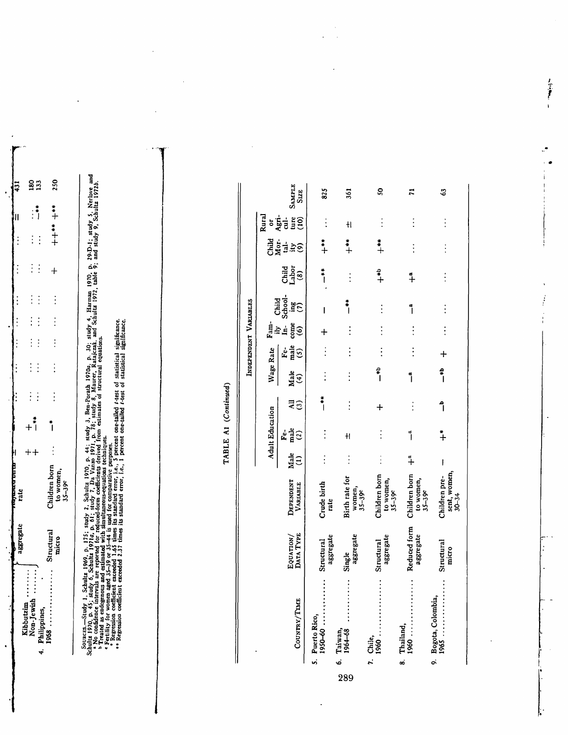| | | Adjusted birth rate | | | | | | | | | | | |
|---|---|---|---|---|---|---|---|---|---|---|---|---|---|
| Kibbutzim | aggregate | | + | + | ... | ... | ... | ... | ... | ... | ... | ... | 180 |
| Non-Jewish | | | + | −** | ... | ... | ... | ... | ... | ... | ... | −** | 133 |
| 4. Philippines, 1968 | Structural micro | Children born to women, 35–39[c] | ... | −* | ... | ... | ... | ... | ... | + | ++** | +** | 250 |

Sources.—Study 1, Schultz 1969, p. 175; study 2, Schultz 1970, p. 44; study 3, Ben-Porath 1970a, p. 30; study 4, Harman 1970, p. 29-D-1; study 5, Nerlove and Schultz 1970, p. 45; study 6, Schultz 1971a, p. 61; study 7, Da Vanzo 1971, p. 78; study 8, Maurer, Ratajczak, and Schultz 1972, table 9; and study 9, Schultz 1972b.
[a] No confidence intervals are reported for reduced-form coefficients derived from estimates of structural equations.
[b] Treated as endogenous and estimated with simultaneous-equations techniques.
[c] Fertility for women aged 35–39 or 35–44 is used for comparative purposes.
* Regression coefficient exceeded 1.65 times its standard error, i.e., 5 percent one-tailed t-test of statistical significance.
** Regression coefficient exceeded 2.37 times its standard error, i.e., 1 percent one-tailed t-test of statistical significance.

TABLE A1 (*Continued*)

| Country/Time | Equation/Data Type | Dependent Variable | Independent Variables | | | | | | | | | | Sample Size |
|---|---|---|---|---|---|---|---|---|---|---|---|---|---|
| | | | Adult Education | | | Wage Rate | | Family Income | Child Schooling | Child Labor | Child Mortality | Rural or Agriculture | |
| | | | Male (1) | Female (2) | All (3) | Male (4) | Female (5) | (6) | (7) | (8) | (9) | (10) | |
| 5. Puerto Rico, 1950–60 | Structural aggregate | Crude birth rate | ... | ... | −** | ... | ... | + | − | −** | +** | ... | 825 |
| 6. Taiwan, 1964–68 | Single aggregate | Birth rate for women, 35–39[c] | ... | ± | ... | ... | ... | ... | −** | ... | +** | ± | 361 |
| 7. Chile, 1960 | Structural aggregate | Children born to women, 35–39[c] | ... | ... | + | −*[b] | ... | ... | ... | +*[b] | +** | ... | 50 |
| 8. Thailand, 1960 | Reduced form aggregate | Children born to women, 35–39[c] | +[a] | −[a] | ... | −[a] | ... | ... | −[a] | +[a] | ... | ... | 71 |
| 9. Bogota, Colombia, 1965 | Structural micro | Children present, women, 30–34 | − | +* | −[b] | −*[b] | + | ... | ... | ... | ... | ... | 63 |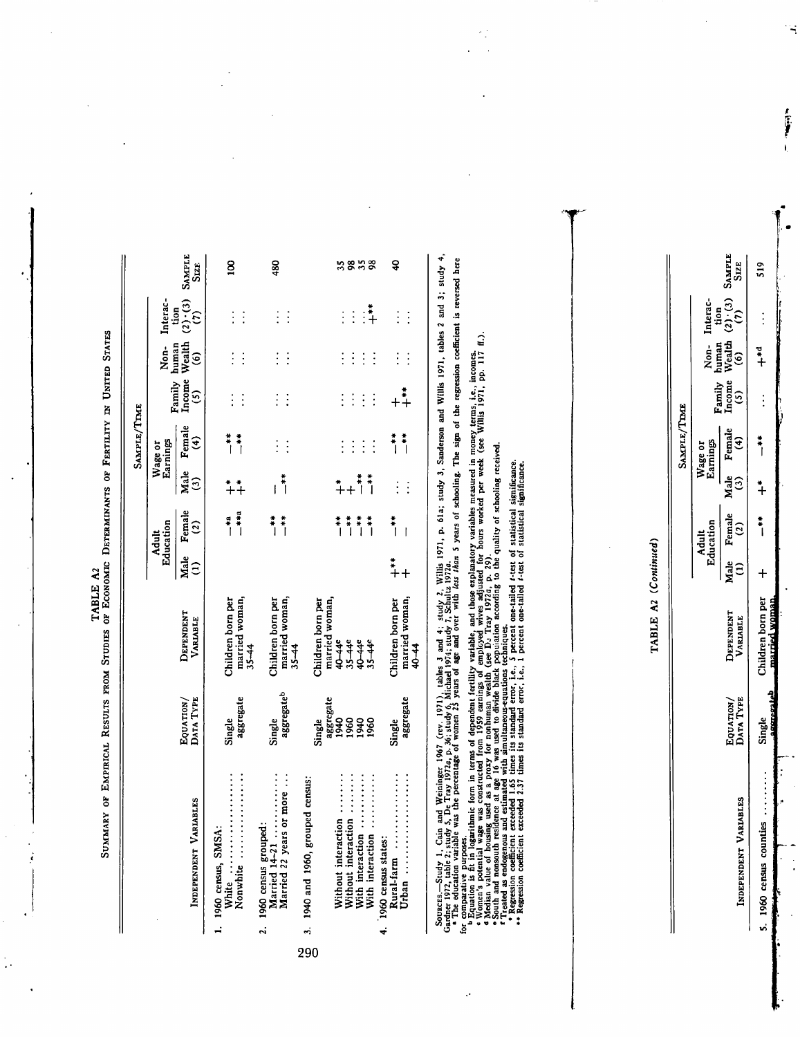TABLE A2

SUMMARY OF EMPIRICAL RESULTS FROM STUDIES OF ECONOMIC DETERMINANTS OF FERTILITY IN UNITED STATES

| INDEPENDENT VARIABLES | EQUATION/ DATA TYPE | DEPENDENT VARIABLE | Adult Education Male (1) | Adult Education Female (2) | Wage or Earnings Male (3) | Wage or Earnings Female (4) | Family Income (5) | Non-human Wealth (6) | Interaction (2)·(3) (7) | SAMPLE SIZE |
|---|---|---|---|---|---|---|---|---|---|---|
| 1. 1960 census, SMSA: | Single aggregate | Children born per married woman, 35–44 | | | | | | | | |
| White ............ | | | | −*a | +* | −** | ... | ... | ... | 100 |
| Nonwhite ............ | | | | −**a | +* | −** | ... | ... | ... | |
| 2. 1960 census grouped: | Single aggregate[b] | Children born per married woman, 35–44 | | | | | | | | |
| Married 14–21 ............ | | | | −** | − | ... | ... | ... | ... | 480 |
| Married 22 years or more ... | | | | −** | −** | ... | ... | ... | ... | |
| 3. 1940 and 1960, grouped census: | Single aggregate | Children born per married woman, | | | | | | | | |
| Without interaction ......... | 1940 | 40–44[e] | | −** | +* | ... | ... | ... | ... | 35 |
| Without interaction ......... | 1960 | 35–44[e] | | −** | + | ... | ... | ... | ... | 98 |
| With interaction ......... | 1940 | 40–44[e] | | −** | −** | ... | ... | ... | ... | 35 |
| With interaction ......... | 1960 | 35–44[e] | | −** | −** | ... | ... | ... | +** | 98 |
| 4. 1960 census states: | Single aggregate | Children born per married woman, 40–44 | | | | | | | | |
| Rural-farm ............ | | | +** | −** | ... | −** | + | ... | ... | 40 |
| Urban ............ | | | + | − | ... | −** | +** | ... | ... | |

SOURCES.—Study 1, Cain and Weininger 1967 (rev. 1971), tables 3 and 4; study 2, Willis 1971, p. 61a; study 3, Sanderson and Willis 1971, tables 2 and 3; study 4, Gardner 1972, table 2; study 5, De Tray 1972a, p. 36; study 6, Michael 1974; study 7, Schultz 1972a.

a The education variable was the percentage of women 25 years of age and over with *less than* 5 years of schooling. The sign of the regression coefficient is reversed here for comparative purposes.

b Equation is fit in logarithmic form in terms of dependent fertility variable, and those explanatory variables measured in money terms, i.e., incomes.

c Women's potential wage was constructed from 1959 earnings of employed wives adjusted for hours worked per week (see Willis 1971, pp. 117 ff.).

d Median value of housing used as a proxy for nonhuman wealth (see De Tray 1972a, p. 29).

e South and nonsouth residence at age 16 was used to divide black population according to the quality of schooling received.

f Treated as endogenous and estimated with simultaneous-equations techniques.

\* Regression coefficient exceeded 1.65 times its standard error, i.e., 5 percent one-tailed *t*-test of statistical significance.

\*\* Regression coefficient exceeded 2.37 times its standard error, i.e., 1 percent one-tailed *t*-test of statistical significance.

TABLE A2 (*Continued*)

| INDEPENDENT VARIABLES | EQUATION/ DATA TYPE | DEPENDENT VARIABLE | Adult Education Male (1) | Adult Education Female (2) | Wage or Earnings Male (3) | Wage or Earnings Female (4) | Family Income (5) | Non-human Wealth (6) | Interaction (2)·(3) (7) | SAMPLE SIZE |
|---|---|---|---|---|---|---|---|---|---|---|
| 5. 1960 census counties ......... | Single aggregate[b] | Children born per married woman | + | −** | +* | −** | ... | +*d | ... | 519 |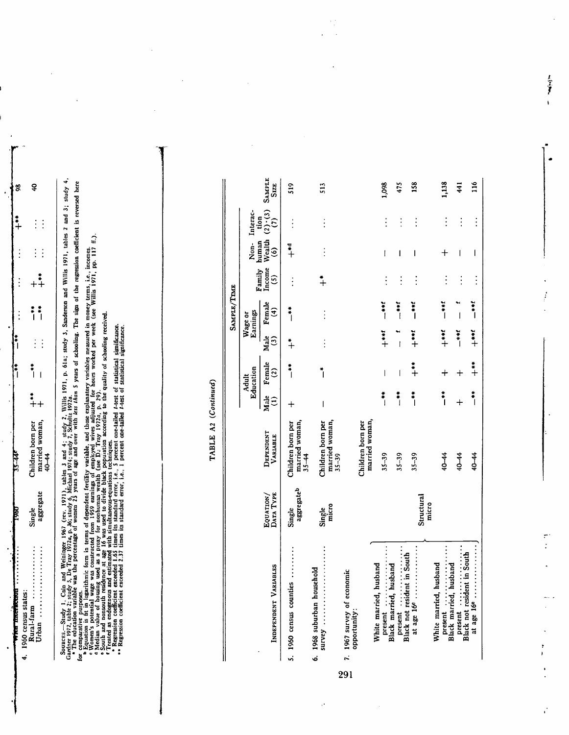| Independent Variables | Equation/ Data Type | Dependent Variable | (1) | (2) | (3) | (4) | (5) | (6) | (7) | Sample Size |
|---|---|---|---|---|---|---|---|---|---|---|
| With interaction .......... | 1960 | 35–44e | | —** | —** | ... | ... | ... | +** | 98 |
| 4. 1960 census states: | | | | | | | | | | |
| Rural-farm .......... | Single aggregate | Children born per married woman, 40–44 | +** | —** | ... | —** | + | ... | ... | 40 |
| Urban .......... | | | + | — | ... | —** | +** | ... | ... | |

Sources.—Study 1, Cain and Weininger 1967 (rev. 1971), tables 3 and 4; study 2, Willis 1971, p. 61a; study 3, Sanderson and Willis 1971, tables 2 and 3; study 4, Gardner 1972, table 2; study 5, De Tray 1972a, p. 36; study 6, Michael 1974; study 7, Schultz 1972a.

[a] The education variable was the percentage of women 25 years of age and over with *less than* 5 years of schooling. The sign of the regression coefficient is reversed here for comparative purposes.

[b] Equation is fit in logarithmic form in terms of dependent fertility variable, and those explanatory variables measured in money terms, i.e., incomes.

[c] Women's potential wage was constructed from 1959 earnings of employed wives adjusted for hours worked per week (see Willis 1971, pp. 117 ff.).

[d] Median value of housing used as a proxy for nonhuman wealth (see De Tray 1972a, p. 29).

[e] South and nonsouth residence at age 16 was used to divide black population according to the quality of schooling received.

[f] Treated as endogenous and estimated with simultaneous-equations techniques.

\* Regression coefficient exceeded 1.65 times its standard error, i.e., 5 percent one-tailed *t*-test of statistical significance.

\*\* Regression coefficient exceeded 2.37 times its standard error, i.e., 1 percent one-tailed *t*-test of statistical significance.

TABLE A2 (*Continued*)

| Independent Variables | Equation/ Data Type | Dependent Variable | Adult Education | | Wage or Earnings | | Family Income (5) | Non-human Wealth (6) | Interaction (2)·(3) (7) | Sample Size |
|---|---|---|---|---|---|---|---|---|---|---|
| | | | Male (1) | Female (2) | Male (3) | Female (4) | | | | |
| 5. 1960 census counties .......... | Single aggregate[b] | Children born per married woman, 35–44 | + | —** | +* | —** | ... | +*d | ... | 519 |
| 6. 1968 suburban household survey .......... | Single micro | Children born per married woman, 35–39 | — | —* | ... | ... | +* | ... | ... | 513 |
| 7. 1967 survey of economic opportunity: | Structural micro | Children born per married woman, | | | | | | | | |
| White married, husband present .......... | | 35–39 | —** | — | +**f | —**f | ... | — | ... | 1,098 |
| Black married, husband present .......... | | 35–39 | —** | — | — f | —**f | ... | — | ... | 475 |
| Black not resident in South at age 16e .......... | | 35–39 | —** | +** | +**f | —**f | ... | — | ... | 158 |
| White married, husband present .......... | | 40–44 | —** | + | +**f | —**f | ... | + | ... | 1,138 |
| Black married, husband present .......... | | 40–44 | + | + | —**f | — f | ... | — | ... | 441 |
| Black not resident in South at age 16e .......... | | 40–44 | —** | +** | +**f | —**f | ... | — | ... | 116 |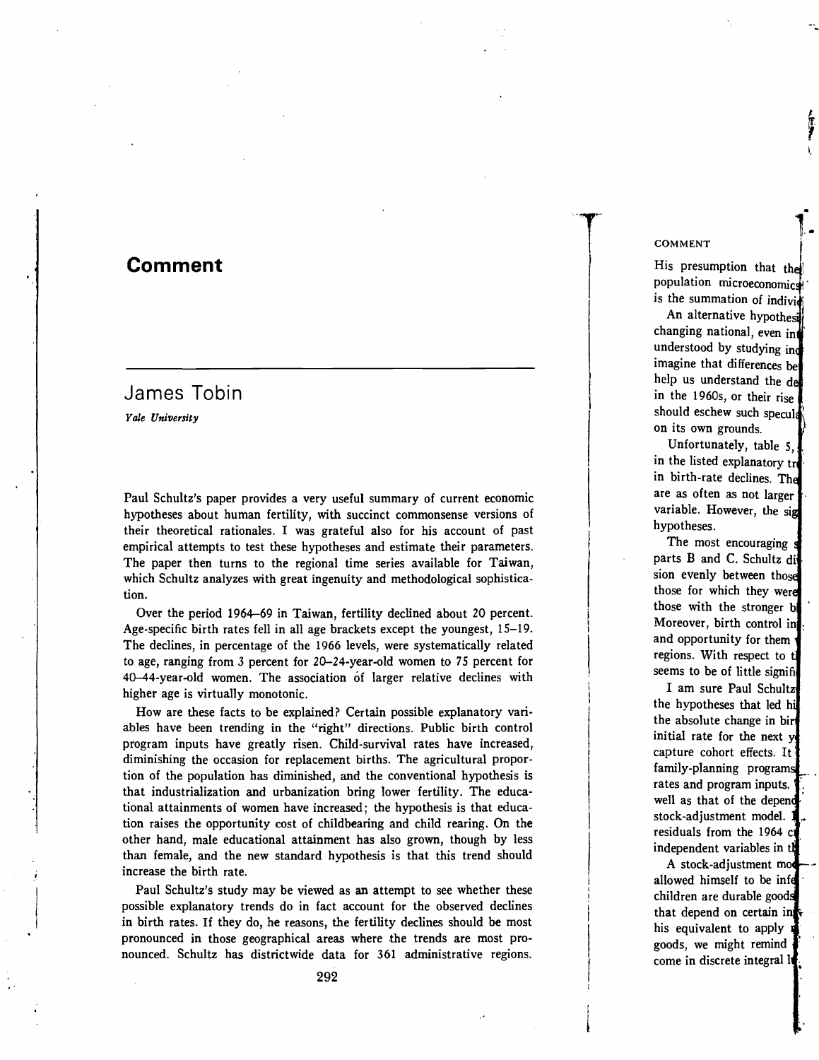# Comment

## James Tobin

*Yale University*

Paul Schultz's paper provides a very useful summary of current economic hypotheses about human fertility, with succinct commonsense versions of their theoretical rationales. I was grateful also for his account of past empirical attempts to test these hypotheses and estimate their parameters. The paper then turns to the regional time series available for Taiwan, which Schultz analyzes with great ingenuity and methodological sophistication.

Over the period 1964–69 in Taiwan, fertility declined about 20 percent. Age-specific birth rates fell in all age brackets except the youngest, 15–19. The declines, in percentage of the 1966 levels, were systematically related to age, ranging from 3 percent for 20–24-year-old women to 75 percent for 40–44-year-old women. The association of larger relative declines with higher age is virtually monotonic.

How are these facts to be explained? Certain possible explanatory variables have been trending in the "right" directions. Public birth control program inputs have greatly risen. Child-survival rates have increased, diminishing the occasion for replacement births. The agricultural proportion of the population has diminished, and the conventional hypothesis is that industrialization and urbanization bring lower fertility. The educational attainments of women have increased; the hypothesis is that education raises the opportunity cost of childbearing and child rearing. On the other hand, male educational attainment has also grown, though by less than female, and the new standard hypothesis is that this trend should increase the birth rate.

Paul Schultz's study may be viewed as an attempt to see whether these possible explanatory trends do in fact account for the observed declines in birth rates. If they do, he reasons, the fertility declines should be most pronounced in those geographical areas where the trends are most pronounced. Schultz has districtwide data for 361 administrative regions.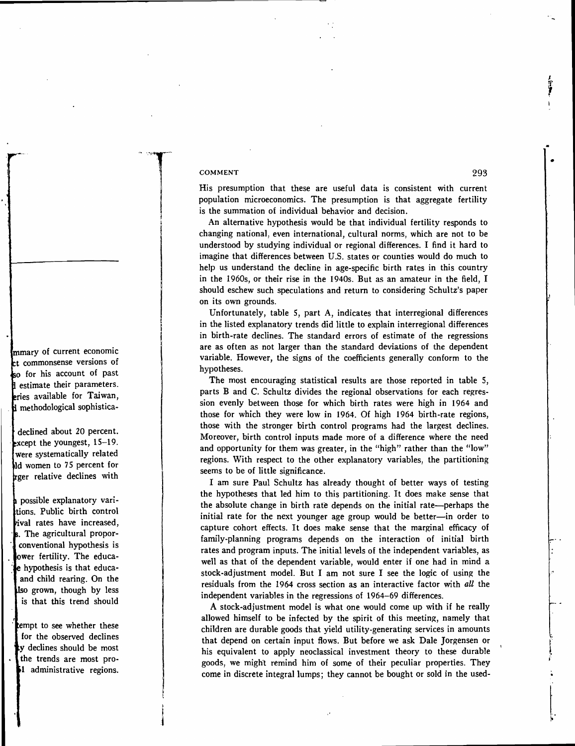His presumption that these are useful data is consistent with current population microeconomics. The presumption is that aggregate fertility is the summation of individual behavior and decision.

An alternative hypothesis would be that individual fertility responds to changing national, even international, cultural norms, which are not to be understood by studying individual or regional differences. I find it hard to imagine that differences between U.S. states or counties would do much to help us understand the decline in age-specific birth rates in this country in the 1960s, or their rise in the 1940s. But as an amateur in the field, I should eschew such speculations and return to considering Schultz's paper on its own grounds.

Unfortunately, table 5, part A, indicates that interregional differences in the listed explanatory trends did little to explain interregional differences in birth-rate declines. The standard errors of estimate of the regressions are as often as not larger than the standard deviations of the dependent variable. However, the signs of the coefficients generally conform to the hypotheses.

The most encouraging statistical results are those reported in table 5, parts B and C. Schultz divides the regional observations for each regression evenly between those for which birth rates were high in 1964 and those for which they were low in 1964. Of high 1964 birth-rate regions, those with the stronger birth control programs had the largest declines. Moreover, birth control inputs made more of a difference where the need and opportunity for them was greater, in the "high" rather than the "low" regions. With respect to the other explanatory variables, the partitioning seems to be of little significance.

I am sure Paul Schultz has already thought of better ways of testing the hypotheses that led him to this partitioning. It does make sense that the absolute change in birth rate depends on the initial rate—perhaps the initial rate for the next younger age group would be better—in order to capture cohort effects. It does make sense that the marginal efficacy of family-planning programs depends on the interaction of initial birth rates and program inputs. The initial levels of the independent variables, as well as that of the dependent variable, would enter if one had in mind a stock-adjustment model. But I am not sure I see the logic of using the residuals from the 1964 cross section as an interactive factor with *all* the independent variables in the regressions of 1964–69 differences.

A stock-adjustment model is what one would come up with if he really allowed himself to be infected by the spirit of this meeting, namely that children are durable goods that yield utility-generating services in amounts that depend on certain input flows. But before we ask Dale Jorgensen or his equivalent to apply neoclassical investment theory to these durable goods, we might remind him of some of their peculiar properties. They come in discrete integral lumps; they cannot be bought or sold in the used-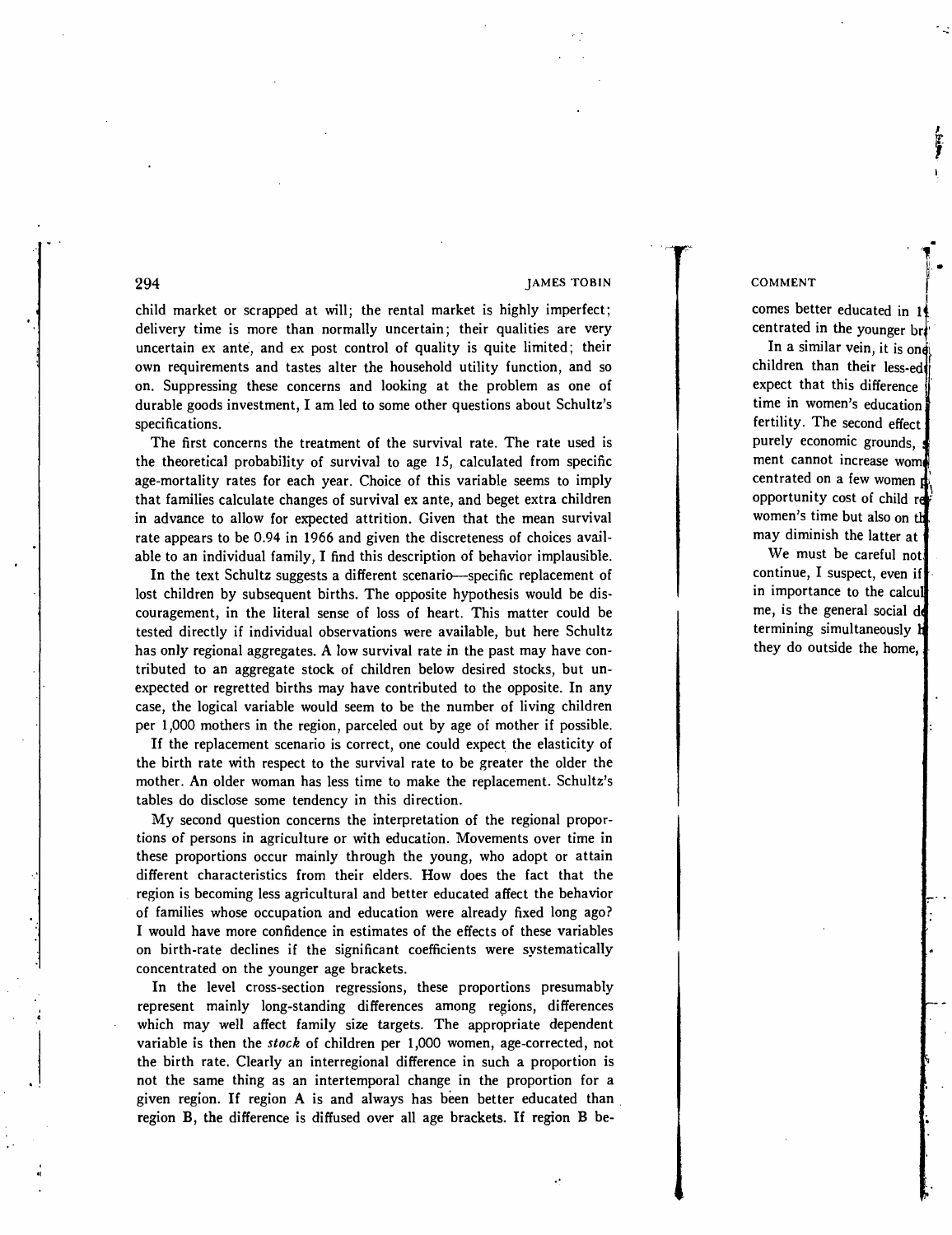child market or scrapped at will; the rental market is highly imperfect; delivery time is more than normally uncertain; their qualities are very uncertain ex ante, and ex post control of quality is quite limited; their own requirements and tastes alter the household utility function, and so on. Suppressing these concerns and looking at the problem as one of durable goods investment, I am led to some other questions about Schultz's specifications.

The first concerns the treatment of the survival rate. The rate used is the theoretical probability of survival to age 15, calculated from specific age-mortality rates for each year. Choice of this variable seems to imply that families calculate changes of survival ex ante, and beget extra children in advance to allow for expected attrition. Given that the mean survival rate appears to be 0.94 in 1966 and given the discreteness of choices available to an individual family, I find this description of behavior implausible.

In the text Schultz suggests a different scenario—specific replacement of lost children by subsequent births. The opposite hypothesis would be discouragement, in the literal sense of loss of heart. This matter could be tested directly if individual observations were available, but here Schultz has only regional aggregates. A low survival rate in the past may have contributed to an aggregate stock of children below desired stocks, but unexpected or regretted births may have contributed to the opposite. In any case, the logical variable would seem to be the number of living children per 1,000 mothers in the region, parceled out by age of mother if possible.

If the replacement scenario is correct, one could expect the elasticity of the birth rate with respect to the survival rate to be greater the older the mother. An older woman has less time to make the replacement. Schultz's tables do disclose some tendency in this direction.

My second question concerns the interpretation of the regional proportions of persons in agriculture or with education. Movements over time in these proportions occur mainly through the young, who adopt or attain different characteristics from their elders. How does the fact that the region is becoming less agricultural and better educated affect the behavior of families whose occupation and education were already fixed long ago? I would have more confidence in estimates of the effects of these variables on birth-rate declines if the significant coefficients were systematically concentrated on the younger age brackets.

In the level cross-section regressions, these proportions presumably represent mainly long-standing differences among regions, differences which may well affect family size targets. The appropriate dependent variable is then the *stock* of children per 1,000 women, age-corrected, not the birth rate. Clearly an interregional difference in such a proportion is not the same thing as an intertemporal change in the proportion for a given region. If region A is and always has been better educated than region B, the difference is diffused over all age brackets. If region B be-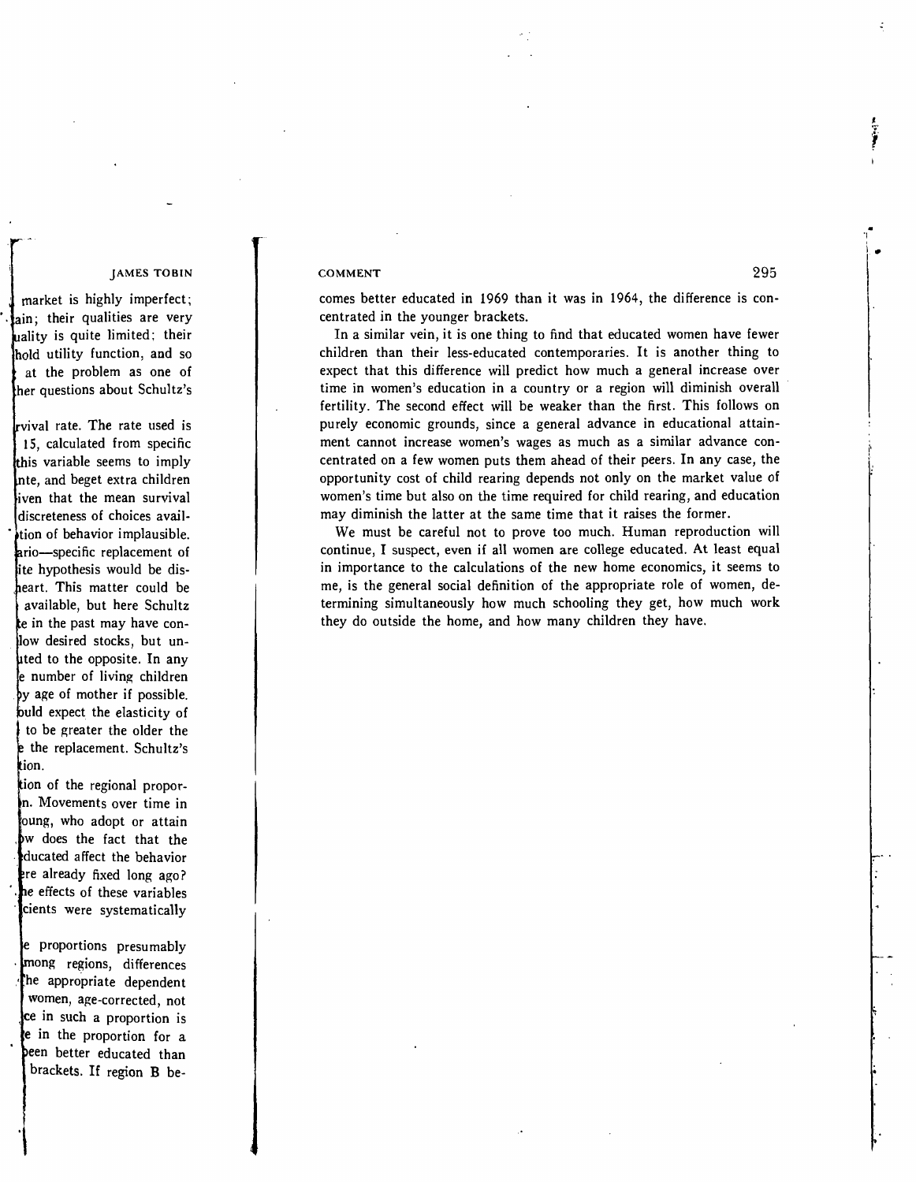comes better educated in 1969 than it was in 1964, the difference is concentrated in the younger brackets.

In a similar vein, it is one thing to find that educated women have fewer children than their less-educated contemporaries. It is another thing to expect that this difference will predict how much a general increase over time in women's education in a country or a region will diminish overall fertility. The second effect will be weaker than the first. This follows on purely economic grounds, since a general advance in educational attainment cannot increase women's wages as much as a similar advance concentrated on a few women puts them ahead of their peers. In any case, the opportunity cost of child rearing depends not only on the market value of women's time but also on the time required for child rearing, and education may diminish the latter at the same time that it raises the former.

We must be careful not to prove too much. Human reproduction will continue, I suspect, even if all women are college educated. At least equal in importance to the calculations of the new home economics, it seems to me, is the general social definition of the appropriate role of women, determining simultaneously how much schooling they get, how much work they do outside the home, and how many children they have.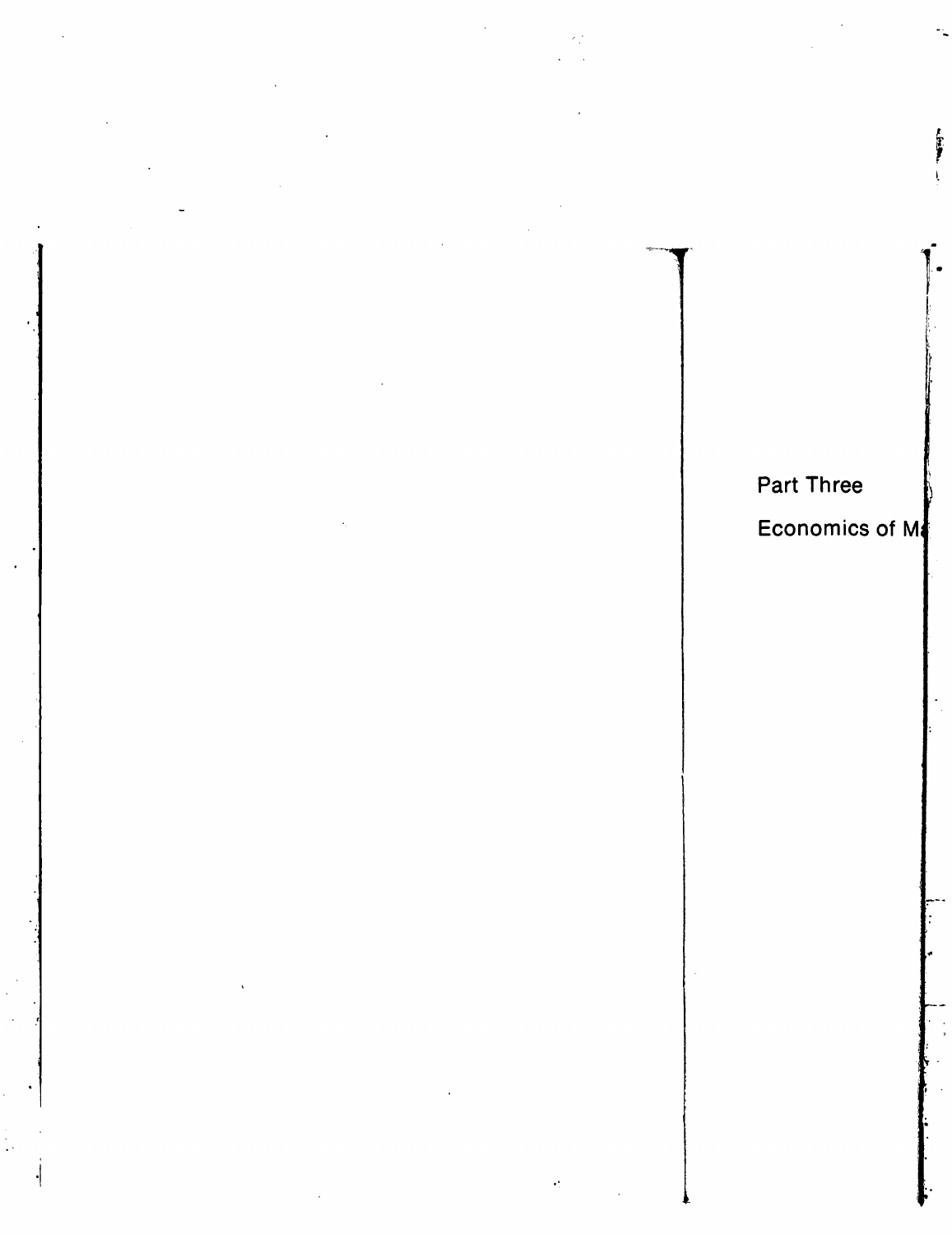Part Three

Economics of M